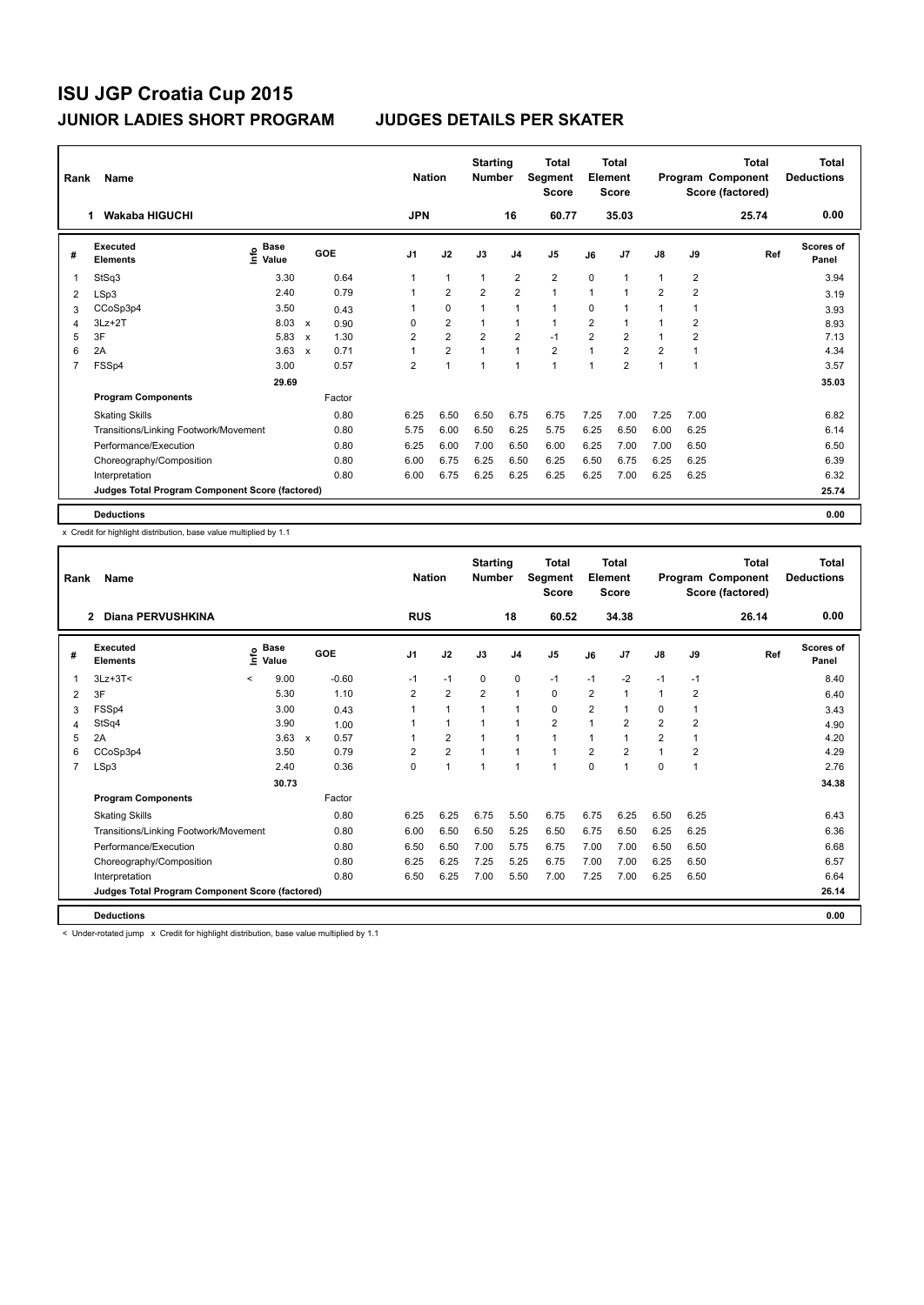# ISU JGP Croatia Cup 2015

## JUNIOR LADIES SHORT PROGRAM — JUDGES DETAILS PER SKATER

| Rank | Name | Nation | Starting Number | Total Segment Score | Total Element Score | Total Program Component Score (factored) | Total Deductions |
|---|---|---|---|---|---|---|---|
| 1 | Wakaba HIGUCHI | JPN | 16 | 60.77 | 35.03 | 25.74 | 0.00 |

| # | Executed Elements | Info | Base Value | | GOE | J1 | J2 | J3 | J4 | J5 | J6 | J7 | J8 | J9 | Ref | Scores of Panel |
|---|---|---|---|---|---|---|---|---|---|---|---|---|---|---|---|---|
| 1 | StSq3 | | 3.30 | | 0.64 | 1 | 1 | 1 | 2 | 2 | 0 | 1 | 1 | 2 | | 3.94 |
| 2 | LSp3 | | 2.40 | | 0.79 | 1 | 2 | 2 | 2 | 1 | 1 | 1 | 2 | 2 | | 3.19 |
| 3 | CCoSp3p4 | | 3.50 | | 0.43 | 1 | 0 | 1 | 1 | 1 | 0 | 1 | 1 | 1 | | 3.93 |
| 4 | 3Lz+2T | | 8.03 | x | 0.90 | 0 | 2 | 1 | 1 | 1 | 2 | 1 | 1 | 2 | | 8.93 |
| 5 | 3F | | 5.83 | x | 1.30 | 2 | 2 | 2 | 2 | -1 | 2 | 2 | 1 | 2 | | 7.13 |
| 6 | 2A | | 3.63 | x | 0.71 | 1 | 2 | 1 | 1 | 2 | 1 | 2 | 2 | 1 | | 4.34 |
| 7 | FSSp4 | | 3.00 | | 0.57 | 2 | 1 | 1 | 1 | 1 | 1 | 2 | 1 | 1 | | 3.57 |
| | | | 29.69 | | | | | | | | | | | | | 35.03 |
| | **Program Components** | | | | Factor | | | | | | | | | | | |
| | Skating Skills | | | | 0.80 | 6.25 | 6.50 | 6.50 | 6.75 | 6.75 | 7.25 | 7.00 | 7.25 | 7.00 | | 6.82 |
| | Transitions/Linking Footwork/Movement | | | | 0.80 | 5.75 | 6.00 | 6.50 | 6.25 | 5.75 | 6.25 | 6.50 | 6.00 | 6.25 | | 6.14 |
| | Performance/Execution | | | | 0.80 | 6.25 | 6.00 | 7.00 | 6.50 | 6.00 | 6.25 | 7.00 | 7.00 | 6.50 | | 6.50 |
| | Choreography/Composition | | | | 0.80 | 6.00 | 6.75 | 6.25 | 6.50 | 6.25 | 6.50 | 6.75 | 6.25 | 6.25 | | 6.39 |
| | Interpretation | | | | 0.80 | 6.00 | 6.75 | 6.25 | 6.25 | 6.25 | 6.25 | 7.00 | 6.25 | 6.25 | | 6.32 |
| | **Judges Total Program Component Score (factored)** | | | | | | | | | | | | | | | 25.74 |
| | **Deductions** | | | | | | | | | | | | | | | 0.00 |

x Credit for highlight distribution, base value multiplied by 1.1

| Rank | Name | Nation | Starting Number | Total Segment Score | Total Element Score | Total Program Component Score (factored) | Total Deductions |
|---|---|---|---|---|---|---|---|
| 2 | Diana PERVUSHKINA | RUS | 18 | 60.52 | 34.38 | 26.14 | 0.00 |

| # | Executed Elements | Info | Base Value | | GOE | J1 | J2 | J3 | J4 | J5 | J6 | J7 | J8 | J9 | Ref | Scores of Panel |
|---|---|---|---|---|---|---|---|---|---|---|---|---|---|---|---|---|
| 1 | 3Lz+3T< | < | 9.00 | | -0.60 | -1 | -1 | 0 | 0 | -1 | -1 | -2 | -1 | -1 | | 8.40 |
| 2 | 3F | | 5.30 | | 1.10 | 2 | 2 | 2 | 1 | 0 | 2 | 1 | 1 | 2 | | 6.40 |
| 3 | FSSp4 | | 3.00 | | 0.43 | 1 | 1 | 1 | 1 | 0 | 2 | 1 | 0 | 1 | | 3.43 |
| 4 | StSq4 | | 3.90 | | 1.00 | 1 | 1 | 1 | 1 | 2 | 1 | 2 | 2 | 2 | | 4.90 |
| 5 | 2A | | 3.63 | x | 0.57 | 1 | 2 | 1 | 1 | 1 | 1 | 1 | 2 | 1 | | 4.20 |
| 6 | CCoSp3p4 | | 3.50 | | 0.79 | 2 | 2 | 1 | 1 | 1 | 2 | 2 | 1 | 2 | | 4.29 |
| 7 | LSp3 | | 2.40 | | 0.36 | 0 | 1 | 1 | 1 | 1 | 0 | 1 | 0 | 1 | | 2.76 |
| | | | 30.73 | | | | | | | | | | | | | 34.38 |
| | **Program Components** | | | | Factor | | | | | | | | | | | |
| | Skating Skills | | | | 0.80 | 6.25 | 6.25 | 6.75 | 5.50 | 6.75 | 6.75 | 6.25 | 6.50 | 6.25 | | 6.43 |
| | Transitions/Linking Footwork/Movement | | | | 0.80 | 6.00 | 6.50 | 6.50 | 5.25 | 6.50 | 6.75 | 6.50 | 6.25 | 6.25 | | 6.36 |
| | Performance/Execution | | | | 0.80 | 6.50 | 6.50 | 7.00 | 5.75 | 6.75 | 7.00 | 7.00 | 6.50 | 6.50 | | 6.68 |
| | Choreography/Composition | | | | 0.80 | 6.25 | 6.25 | 7.25 | 5.25 | 6.75 | 7.00 | 7.00 | 6.25 | 6.50 | | 6.57 |
| | Interpretation | | | | 0.80 | 6.50 | 6.25 | 7.00 | 5.50 | 7.00 | 7.25 | 7.00 | 6.25 | 6.50 | | 6.64 |
| | **Judges Total Program Component Score (factored)** | | | | | | | | | | | | | | | 26.14 |
| | **Deductions** | | | | | | | | | | | | | | | 0.00 |

< Under-rotated jump x Credit for highlight distribution, base value multiplied by 1.1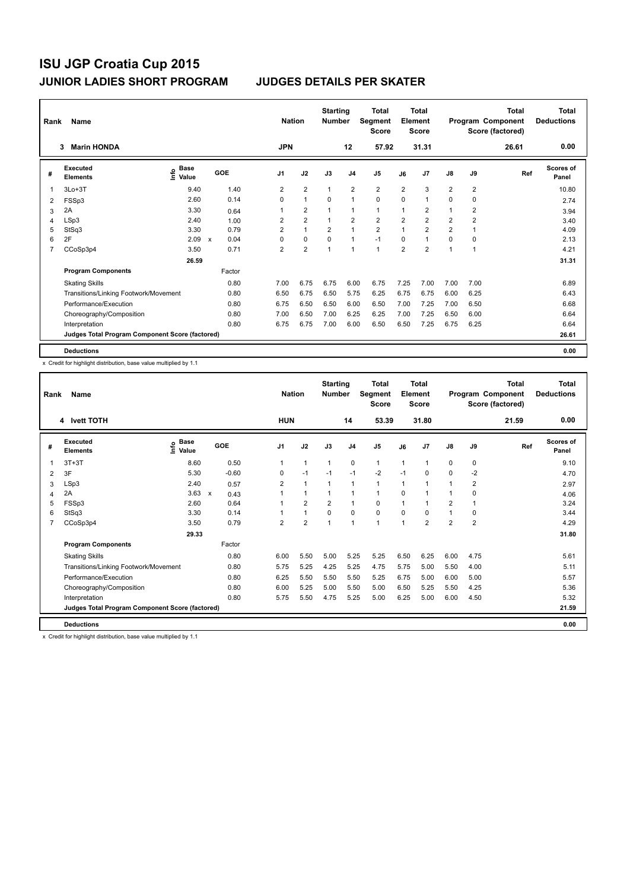# ISU JGP Croatia Cup 2015

## JUNIOR LADIES SHORT PROGRAM JUDGES DETAILS PER SKATER

| Rank | Name | Nation | Starting Number | Total Segment Score | Total Element Score | Total Program Component Score (factored) | Total Deductions |
|---|---|---|---|---|---|---|---|
| 3 | Marin HONDA | JPN | 12 | 57.92 | 31.31 | 26.61 | 0.00 |

| # | Executed Elements | Info | Base Value | | GOE | J1 | J2 | J3 | J4 | J5 | J6 | J7 | J8 | J9 | Ref | Scores of Panel |
|---|---|---|---|---|---|---|---|---|---|---|---|---|---|---|---|---|
| 1 | 3Lo+3T | | 9.40 | | 1.40 | 2 | 2 | 1 | 2 | 2 | 2 | 3 | 2 | 2 | | 10.80 |
| 2 | FSSp3 | | 2.60 | | 0.14 | 0 | 1 | 0 | 1 | 0 | 0 | 1 | 0 | 0 | | 2.74 |
| 3 | 2A | | 3.30 | | 0.64 | 1 | 2 | 1 | 1 | 1 | 1 | 2 | 1 | 2 | | 3.94 |
| 4 | LSp3 | | 2.40 | | 1.00 | 2 | 2 | 1 | 2 | 2 | 2 | 2 | 2 | 2 | | 3.40 |
| 5 | StSq3 | | 3.30 | | 0.79 | 2 | 1 | 2 | 1 | 2 | 1 | 2 | 2 | 1 | | 4.09 |
| 6 | 2F | | 2.09 | x | 0.04 | 0 | 0 | 0 | 1 | -1 | 0 | 1 | 0 | 0 | | 2.13 |
| 7 | CCoSp3p4 | | 3.50 | | 0.71 | 2 | 2 | 1 | 1 | 1 | 2 | 2 | 1 | 1 | | 4.21 |
| | | | 26.59 | | | | | | | | | | | | | 31.31 |
| | **Program Components** | | | | Factor | | | | | | | | | | | |
| | Skating Skills | | | | 0.80 | 7.00 | 6.75 | 6.75 | 6.00 | 6.75 | 7.25 | 7.00 | 7.00 | 7.00 | | 6.89 |
| | Transitions/Linking Footwork/Movement | | | | 0.80 | 6.50 | 6.75 | 6.50 | 5.75 | 6.25 | 6.75 | 6.75 | 6.00 | 6.25 | | 6.43 |
| | Performance/Execution | | | | 0.80 | 6.75 | 6.50 | 6.50 | 6.00 | 6.50 | 7.00 | 7.25 | 7.00 | 6.50 | | 6.68 |
| | Choreography/Composition | | | | 0.80 | 7.00 | 6.50 | 7.00 | 6.25 | 6.25 | 7.00 | 7.25 | 6.50 | 6.00 | | 6.64 |
| | Interpretation | | | | 0.80 | 6.75 | 6.75 | 7.00 | 6.00 | 6.50 | 6.50 | 7.25 | 6.75 | 6.25 | | 6.64 |
| | **Judges Total Program Component Score (factored)** | | | | | | | | | | | | | | | 26.61 |
| | **Deductions** | | | | | | | | | | | | | | | 0.00 |

x Credit for highlight distribution, base value multiplied by 1.1

| Rank | Name | Nation | Starting Number | Total Segment Score | Total Element Score | Total Program Component Score (factored) | Total Deductions |
|---|---|---|---|---|---|---|---|
| 4 | Ivett TOTH | HUN | 14 | 53.39 | 31.80 | 21.59 | 0.00 |

| # | Executed Elements | Info | Base Value | | GOE | J1 | J2 | J3 | J4 | J5 | J6 | J7 | J8 | J9 | Ref | Scores of Panel |
|---|---|---|---|---|---|---|---|---|---|---|---|---|---|---|---|---|
| 1 | 3T+3T | | 8.60 | | 0.50 | 1 | 1 | 1 | 0 | 1 | 1 | 1 | 0 | 0 | | 9.10 |
| 2 | 3F | | 5.30 | | -0.60 | 0 | -1 | -1 | -1 | -2 | -1 | 0 | 0 | -2 | | 4.70 |
| 3 | LSp3 | | 2.40 | | 0.57 | 2 | 1 | 1 | 1 | 1 | 1 | 1 | 1 | 2 | | 2.97 |
| 4 | 2A | | 3.63 | x | 0.43 | 1 | 1 | 1 | 1 | 1 | 0 | 1 | 1 | 0 | | 4.06 |
| 5 | FSSp3 | | 2.60 | | 0.64 | 1 | 2 | 2 | 1 | 0 | 1 | 1 | 2 | 1 | | 3.24 |
| 6 | StSq3 | | 3.30 | | 0.14 | 1 | 1 | 0 | 0 | 0 | 0 | 0 | 1 | 0 | | 3.44 |
| 7 | CCoSp3p4 | | 3.50 | | 0.79 | 2 | 2 | 1 | 1 | 1 | 1 | 2 | 2 | 2 | | 4.29 |
| | | | 29.33 | | | | | | | | | | | | | 31.80 |
| | **Program Components** | | | | Factor | | | | | | | | | | | |
| | Skating Skills | | | | 0.80 | 6.00 | 5.50 | 5.00 | 5.25 | 5.25 | 6.50 | 6.25 | 6.00 | 4.75 | | 5.61 |
| | Transitions/Linking Footwork/Movement | | | | 0.80 | 5.75 | 5.25 | 4.25 | 5.25 | 4.75 | 5.75 | 5.00 | 5.50 | 4.00 | | 5.11 |
| | Performance/Execution | | | | 0.80 | 6.25 | 5.50 | 5.50 | 5.50 | 5.25 | 6.75 | 5.00 | 6.00 | 5.00 | | 5.57 |
| | Choreography/Composition | | | | 0.80 | 6.00 | 5.25 | 5.00 | 5.50 | 5.00 | 6.50 | 5.25 | 5.50 | 4.25 | | 5.36 |
| | Interpretation | | | | 0.80 | 5.75 | 5.50 | 4.75 | 5.25 | 5.00 | 6.25 | 5.00 | 6.00 | 4.50 | | 5.32 |
| | **Judges Total Program Component Score (factored)** | | | | | | | | | | | | | | | 21.59 |
| | **Deductions** | | | | | | | | | | | | | | | 0.00 |

x Credit for highlight distribution, base value multiplied by 1.1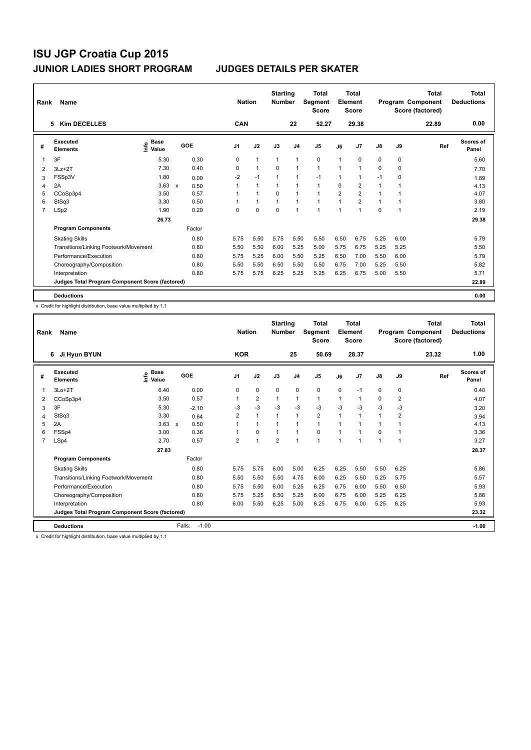# ISU JGP Croatia Cup 2015

## JUNIOR LADIES SHORT PROGRAM

## JUDGES DETAILS PER SKATER

| Rank | Name | Nation | Starting Number | Total Segment Score | Total Element Score | Total Program Component Score (factored) | Total Deductions |
|---|---|---|---|---|---|---|---|
| 5 | Kim DECELLES | CAN | 22 | 52.27 | 29.38 | 22.89 | 0.00 |

| # | Executed Elements | Info | Base Value | | GOE | J1 | J2 | J3 | J4 | J5 | J6 | J7 | J8 | J9 | Ref | Scores of Panel |
|---|---|---|---|---|---|---|---|---|---|---|---|---|---|---|---|---|
| 1 | 3F | | 5.30 | | 0.30 | 0 | 1 | 1 | 1 | 0 | 1 | 0 | 0 | 0 | | 5.60 |
| 2 | 3Lz+2T | | 7.30 | | 0.40 | 0 | 1 | 0 | 1 | 1 | 1 | 1 | 0 | 0 | | 7.70 |
| 3 | FSSp3V | | 1.80 | | 0.09 | -2 | -1 | 1 | 1 | -1 | 1 | 1 | -1 | 0 | | 1.89 |
| 4 | 2A | | 3.63 | x | 0.50 | 1 | 1 | 1 | 1 | 1 | 0 | 2 | 1 | 1 | | 4.13 |
| 5 | CCoSp3p4 | | 3.50 | | 0.57 | 1 | 1 | 0 | 1 | 1 | 2 | 2 | 1 | 1 | | 4.07 |
| 6 | StSq3 | | 3.30 | | 0.50 | 1 | 1 | 1 | 1 | 1 | 1 | 2 | 1 | 1 | | 3.80 |
| 7 | LSp2 | | 1.90 | | 0.29 | 0 | 0 | 0 | 1 | 1 | 1 | 1 | 0 | 1 | | 2.19 |
| | | | 26.73 | | | | | | | | | | | | | 29.38 |
| | **Program Components** | | | | Factor | | | | | | | | | | | |
| | Skating Skills | | | | 0.80 | 5.75 | 5.50 | 5.75 | 5.50 | 5.50 | 6.50 | 6.75 | 5.25 | 6.00 | | 5.79 |
| | Transitions/Linking Footwork/Movement | | | | 0.80 | 5.50 | 5.50 | 6.00 | 5.25 | 5.00 | 5.75 | 6.75 | 5.25 | 5.25 | | 5.50 |
| | Performance/Execution | | | | 0.80 | 5.75 | 5.25 | 6.00 | 5.50 | 5.25 | 6.50 | 7.00 | 5.50 | 6.00 | | 5.79 |
| | Choreography/Composition | | | | 0.80 | 5.50 | 5.50 | 6.50 | 5.50 | 5.50 | 6.75 | 7.00 | 5.25 | 5.50 | | 5.82 |
| | Interpretation | | | | 0.80 | 5.75 | 5.75 | 6.25 | 5.25 | 5.25 | 6.25 | 6.75 | 5.00 | 5.50 | | 5.71 |
| | Judges Total Program Component Score (factored) | | | | | | | | | | | | | | | 22.89 |
| | **Deductions** | | | | | | | | | | | | | | | 0.00 |

x Credit for highlight distribution, base value multiplied by 1.1

| Rank | Name | Nation | Starting Number | Total Segment Score | Total Element Score | Total Program Component Score (factored) | Total Deductions |
|---|---|---|---|---|---|---|---|
| 6 | Ji Hyun BYUN | KOR | 25 | 50.69 | 28.37 | 23.32 | 1.00 |

| # | Executed Elements | Info | Base Value | | GOE | J1 | J2 | J3 | J4 | J5 | J6 | J7 | J8 | J9 | Ref | Scores of Panel |
|---|---|---|---|---|---|---|---|---|---|---|---|---|---|---|---|---|
| 1 | 3Lo+2T | | 6.40 | | 0.00 | 0 | 0 | 0 | 0 | 0 | 0 | -1 | 0 | 0 | | 6.40 |
| 2 | CCoSp3p4 | | 3.50 | | 0.57 | 1 | 2 | 1 | 1 | 1 | 1 | 1 | 0 | 2 | | 4.07 |
| 3 | 3F | | 5.30 | | -2.10 | -3 | -3 | -3 | -3 | -3 | -3 | -3 | -3 | -3 | | 3.20 |
| 4 | StSq3 | | 3.30 | | 0.64 | 2 | 1 | 1 | 1 | 2 | 1 | 1 | 1 | 2 | | 3.94 |
| 5 | 2A | | 3.63 | x | 0.50 | 1 | 1 | 1 | 1 | 1 | 1 | 1 | 1 | 1 | | 4.13 |
| 6 | FSSp4 | | 3.00 | | 0.36 | 1 | 0 | 1 | 1 | 0 | 1 | 1 | 0 | 1 | | 3.36 |
| 7 | LSp4 | | 2.70 | | 0.57 | 2 | 1 | 2 | 1 | 1 | 1 | 1 | 1 | 1 | | 3.27 |
| | | | 27.83 | | | | | | | | | | | | | 28.37 |
| | **Program Components** | | | | Factor | | | | | | | | | | | |
| | Skating Skills | | | | 0.80 | 5.75 | 5.75 | 6.00 | 5.00 | 6.25 | 6.25 | 5.50 | 5.50 | 6.25 | | 5.86 |
| | Transitions/Linking Footwork/Movement | | | | 0.80 | 5.50 | 5.50 | 5.50 | 4.75 | 6.00 | 6.25 | 5.50 | 5.25 | 5.75 | | 5.57 |
| | Performance/Execution | | | | 0.80 | 5.75 | 5.50 | 6.00 | 5.25 | 6.25 | 6.75 | 6.00 | 5.50 | 6.50 | | 5.93 |
| | Choreography/Composition | | | | 0.80 | 5.75 | 5.25 | 6.50 | 5.25 | 6.00 | 6.75 | 6.00 | 5.25 | 6.25 | | 5.86 |
| | Interpretation | | | | 0.80 | 6.00 | 5.50 | 6.25 | 5.00 | 6.25 | 6.75 | 6.00 | 5.25 | 6.25 | | 5.93 |
| | Judges Total Program Component Score (factored) | | | | | | | | | | | | | | | 23.32 |
| | **Deductions** | | | Falls: | -1.00 | | | | | | | | | | | -1.00 |

x Credit for highlight distribution, base value multiplied by 1.1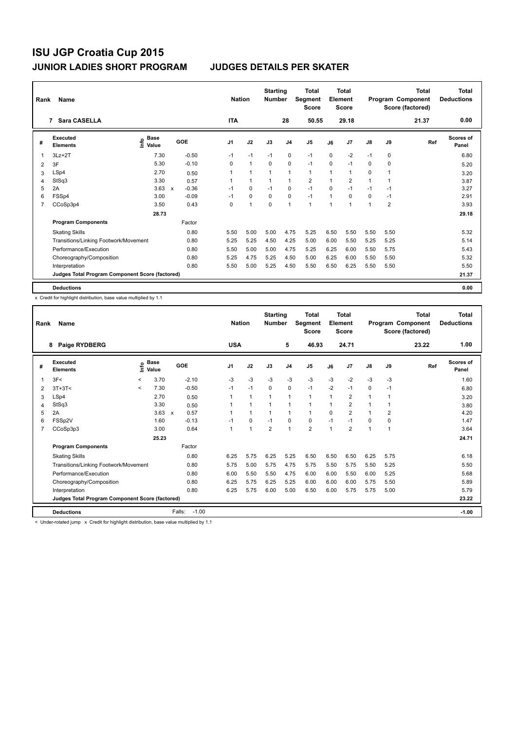# ISU JGP Croatia Cup 2015

## JUNIOR LADIES SHORT PROGRAM — JUDGES DETAILS PER SKATER

| Rank | Name | Nation | Starting Number | Total Segment Score | Total Element Score | Total Program Component Score (factored) | Total Deductions |
|---|---|---|---|---|---|---|---|
| 7 | Sara CASELLA | ITA | 28 | 50.55 | 29.18 | 21.37 | 0.00 |

| # | Executed Elements | Info | Base Value | | GOE | J1 | J2 | J3 | J4 | J5 | J6 | J7 | J8 | J9 | Ref | Scores of Panel |
|---|---|---|---|---|---|---|---|---|---|---|---|---|---|---|---|---|
| 1 | 3Lz+2T | | 7.30 | | -0.50 | -1 | -1 | -1 | 0 | -1 | 0 | -2 | -1 | 0 | | 6.80 |
| 2 | 3F | | 5.30 | | -0.10 | 0 | 1 | 0 | 0 | -1 | 0 | -1 | 0 | 0 | | 5.20 |
| 3 | LSp4 | | 2.70 | | 0.50 | 1 | 1 | 1 | 1 | 1 | 1 | 1 | 0 | 1 | | 3.20 |
| 4 | StSq3 | | 3.30 | | 0.57 | 1 | 1 | 1 | 1 | 2 | 1 | 2 | 1 | 1 | | 3.87 |
| 5 | 2A | | 3.63 | x | -0.36 | -1 | 0 | -1 | 0 | -1 | 0 | -1 | -1 | -1 | | 3.27 |
| 6 | FSSp4 | | 3.00 | | -0.09 | -1 | 0 | 0 | 0 | -1 | 1 | 0 | 0 | -1 | | 2.91 |
| 7 | CCoSp3p4 | | 3.50 | | 0.43 | 0 | 1 | 0 | 1 | 1 | 1 | 1 | 1 | 2 | | 3.93 |
| | | | 28.73 | | | | | | | | | | | | | 29.18 |
| | **Program Components** | | | | Factor | | | | | | | | | | | |
| | Skating Skills | | | | 0.80 | 5.50 | 5.00 | 5.00 | 4.75 | 5.25 | 6.50 | 5.50 | 5.50 | 5.50 | | 5.32 |
| | Transitions/Linking Footwork/Movement | | | | 0.80 | 5.25 | 5.25 | 4.50 | 4.25 | 5.00 | 6.00 | 5.50 | 5.25 | 5.25 | | 5.14 |
| | Performance/Execution | | | | 0.80 | 5.50 | 5.00 | 5.00 | 4.75 | 5.25 | 6.25 | 6.00 | 5.50 | 5.75 | | 5.43 |
| | Choreography/Composition | | | | 0.80 | 5.25 | 4.75 | 5.25 | 4.50 | 5.00 | 6.25 | 6.00 | 5.50 | 5.50 | | 5.32 |
| | Interpretation | | | | 0.80 | 5.50 | 5.00 | 5.25 | 4.50 | 5.50 | 6.50 | 6.25 | 5.50 | 5.50 | | 5.50 |
| | Judges Total Program Component Score (factored) | | | | | | | | | | | | | | | 21.37 |
| | **Deductions** | | | | | | | | | | | | | | | 0.00 |

x Credit for highlight distribution, base value multiplied by 1.1

| Rank | Name | Nation | Starting Number | Total Segment Score | Total Element Score | Total Program Component Score (factored) | Total Deductions |
|---|---|---|---|---|---|---|---|
| 8 | Paige RYDBERG | USA | 5 | 46.93 | 24.71 | 23.22 | 1.00 |

| # | Executed Elements | Info | Base Value | | GOE | J1 | J2 | J3 | J4 | J5 | J6 | J7 | J8 | J9 | Ref | Scores of Panel |
|---|---|---|---|---|---|---|---|---|---|---|---|---|---|---|---|---|
| 1 | 3F< | < | 3.70 | | -2.10 | -3 | -3 | -3 | -3 | -3 | -3 | -2 | -3 | -3 | | 1.60 |
| 2 | 3T+3T< | < | 7.30 | | -0.50 | -1 | -1 | 0 | 0 | -1 | -2 | -1 | 0 | -1 | | 6.80 |
| 3 | LSp4 | | 2.70 | | 0.50 | 1 | 1 | 1 | 1 | 1 | 1 | 2 | 1 | 1 | | 3.20 |
| 4 | StSq3 | | 3.30 | | 0.50 | 1 | 1 | 1 | 1 | 1 | 1 | 2 | 1 | 1 | | 3.80 |
| 5 | 2A | | 3.63 | x | 0.57 | 1 | 1 | 1 | 1 | 1 | 0 | 2 | 1 | 2 | | 4.20 |
| 6 | FSSp2V | | 1.60 | | -0.13 | -1 | 0 | -1 | 0 | 0 | -1 | -1 | 0 | 0 | | 1.47 |
| 7 | CCoSp3p3 | | 3.00 | | 0.64 | 1 | 1 | 2 | 1 | 2 | 1 | 2 | 1 | 1 | | 3.64 |
| | | | 25.23 | | | | | | | | | | | | | 24.71 |
| | **Program Components** | | | | Factor | | | | | | | | | | | |
| | Skating Skills | | | | 0.80 | 6.25 | 5.75 | 6.25 | 5.25 | 6.50 | 6.50 | 6.50 | 6.25 | 5.75 | | 6.18 |
| | Transitions/Linking Footwork/Movement | | | | 0.80 | 5.75 | 5.00 | 5.75 | 4.75 | 5.75 | 5.50 | 5.75 | 5.50 | 5.25 | | 5.50 |
| | Performance/Execution | | | | 0.80 | 6.00 | 5.50 | 5.50 | 4.75 | 6.00 | 6.00 | 5.50 | 6.00 | 5.25 | | 5.68 |
| | Choreography/Composition | | | | 0.80 | 6.25 | 5.75 | 6.25 | 5.25 | 6.00 | 6.00 | 6.00 | 5.75 | 5.50 | | 5.89 |
| | Interpretation | | | | 0.80 | 6.25 | 5.75 | 6.00 | 5.00 | 6.50 | 6.00 | 5.75 | 5.75 | 5.00 | | 5.79 |
| | Judges Total Program Component Score (factored) | | | | | | | | | | | | | | | 23.22 |
| | **Deductions** | | | | Falls: -1.00 | | | | | | | | | | | -1.00 |

< Under-rotated jump x Credit for highlight distribution, base value multiplied by 1.1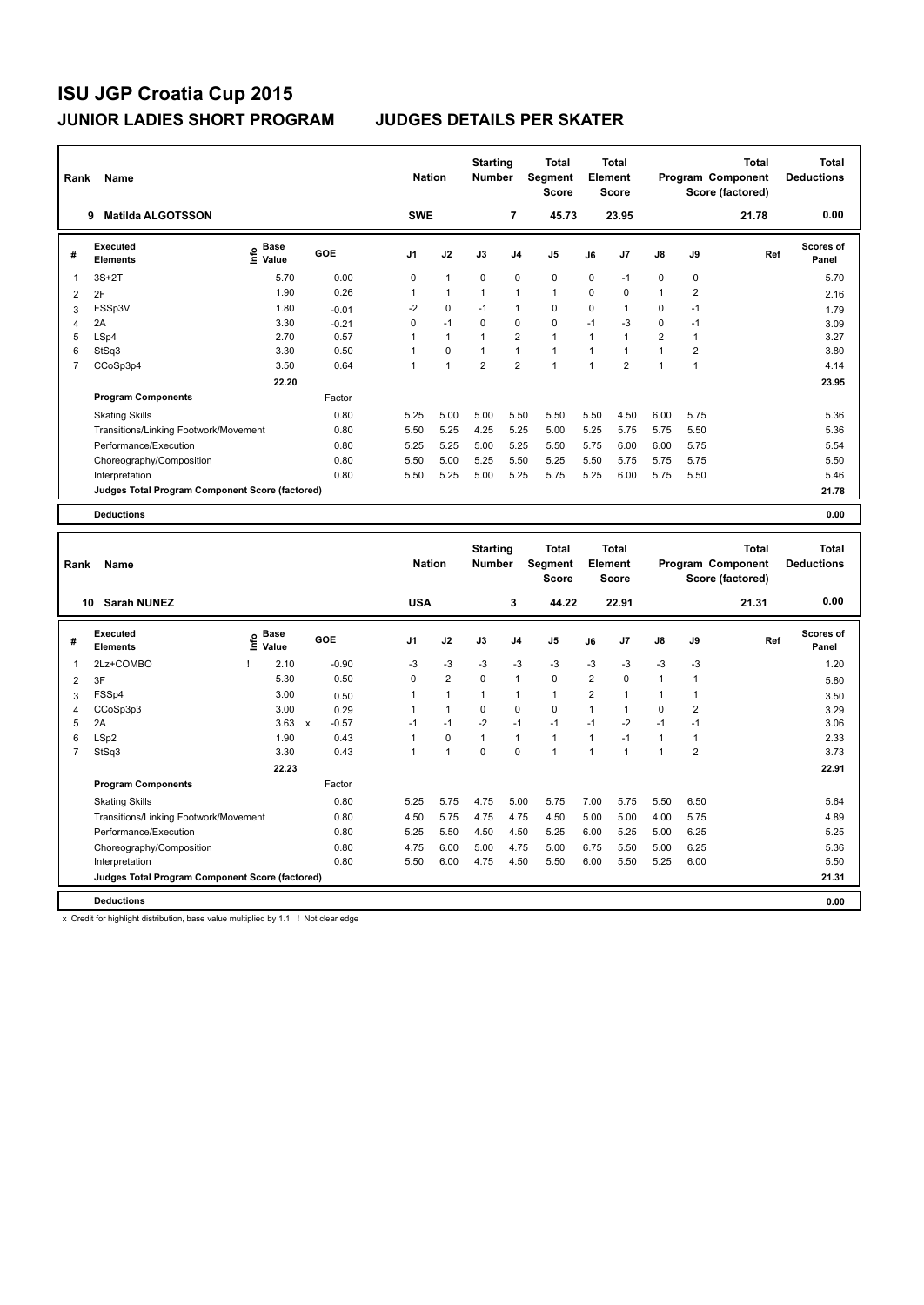# ISU JGP Croatia Cup 2015

## JUNIOR LADIES SHORT PROGRAM — JUDGES DETAILS PER SKATER

| Rank | Name | Nation | Starting Number | Total Segment Score | Total Element Score | Total Program Component Score (factored) | Total Deductions |
|---|---|---|---|---|---|---|---|
| 9 | Matilda ALGOTSSON | SWE | 7 | 45.73 | 23.95 | 21.78 | 0.00 |

| # | Executed Elements | Info | Base Value | GOE | J1 | J2 | J3 | J4 | J5 | J6 | J7 | J8 | J9 | Ref | Scores of Panel |
|---|---|---|---|---|---|---|---|---|---|---|---|---|---|---|---|
| 1 | 3S+2T | | 5.70 | 0.00 | 0 | 1 | 0 | 0 | 0 | 0 | -1 | 0 | 0 | | 5.70 |
| 2 | 2F | | 1.90 | 0.26 | 1 | 1 | 1 | 1 | 1 | 0 | 0 | 1 | 2 | | 2.16 |
| 3 | FSSp3V | | 1.80 | -0.01 | -2 | 0 | -1 | 1 | 0 | 0 | 1 | 0 | -1 | | 1.79 |
| 4 | 2A | | 3.30 | -0.21 | 0 | -1 | 0 | 0 | 0 | -1 | -3 | 0 | -1 | | 3.09 |
| 5 | LSp4 | | 2.70 | 0.57 | 1 | 1 | 1 | 2 | 1 | 1 | 1 | 2 | 1 | | 3.27 |
| 6 | StSq3 | | 3.30 | 0.50 | 1 | 0 | 1 | 1 | 1 | 1 | 1 | 1 | 2 | | 3.80 |
| 7 | CCoSp3p4 | | 3.50 | 0.64 | 1 | 1 | 2 | 2 | 1 | 1 | 2 | 1 | 1 | | 4.14 |
| | | | 22.20 | | | | | | | | | | | | 23.95 |

| Program Components | Factor | J1 | J2 | J3 | J4 | J5 | J6 | J7 | J8 | J9 | Scores of Panel |
|---|---|---|---|---|---|---|---|---|---|---|---|
| Skating Skills | 0.80 | 5.25 | 5.00 | 5.00 | 5.50 | 5.50 | 5.50 | 4.50 | 6.00 | 5.75 | 5.36 |
| Transitions/Linking Footwork/Movement | 0.80 | 5.50 | 5.25 | 4.25 | 5.25 | 5.00 | 5.25 | 5.75 | 5.75 | 5.50 | 5.36 |
| Performance/Execution | 0.80 | 5.25 | 5.25 | 5.00 | 5.25 | 5.50 | 5.75 | 6.00 | 6.00 | 5.75 | 5.54 |
| Choreography/Composition | 0.80 | 5.50 | 5.00 | 5.25 | 5.50 | 5.25 | 5.50 | 5.75 | 5.75 | 5.75 | 5.50 |
| Interpretation | 0.80 | 5.50 | 5.25 | 5.00 | 5.25 | 5.75 | 5.25 | 6.00 | 5.75 | 5.50 | 5.46 |
| Judges Total Program Component Score (factored) | | | | | | | | | | | 21.78 |

**Deductions** 0.00

| Rank | Name | Nation | Starting Number | Total Segment Score | Total Element Score | Total Program Component Score (factored) | Total Deductions |
|---|---|---|---|---|---|---|---|
| 10 | Sarah NUNEZ | USA | 3 | 44.22 | 22.91 | 21.31 | 0.00 |

| # | Executed Elements | Info | Base Value | GOE | J1 | J2 | J3 | J4 | J5 | J6 | J7 | J8 | J9 | Ref | Scores of Panel |
|---|---|---|---|---|---|---|---|---|---|---|---|---|---|---|---|
| 1 | 2Lz+COMBO | ! | 2.10 | -0.90 | -3 | -3 | -3 | -3 | -3 | -3 | -3 | -3 | -3 | | 1.20 |
| 2 | 3F | | 5.30 | 0.50 | 0 | 2 | 0 | 1 | 0 | 2 | 0 | 1 | 1 | | 5.80 |
| 3 | FSSp4 | | 3.00 | 0.50 | 1 | 1 | 1 | 1 | 1 | 2 | 1 | 1 | 1 | | 3.50 |
| 4 | CCoSp3p3 | | 3.00 | 0.29 | 1 | 1 | 0 | 0 | 0 | 1 | 1 | 0 | 2 | | 3.29 |
| 5 | 2A | | 3.63 x | -0.57 | -1 | -1 | -2 | -1 | -1 | -1 | -2 | -1 | -1 | | 3.06 |
| 6 | LSp2 | | 1.90 | 0.43 | 1 | 0 | 1 | 1 | 1 | 1 | -1 | 1 | 1 | | 2.33 |
| 7 | StSq3 | | 3.30 | 0.43 | 1 | 1 | 0 | 0 | 1 | 1 | 1 | 1 | 2 | | 3.73 |
| | | | 22.23 | | | | | | | | | | | | 22.91 |

| Program Components | Factor | J1 | J2 | J3 | J4 | J5 | J6 | J7 | J8 | J9 | Scores of Panel |
|---|---|---|---|---|---|---|---|---|---|---|---|
| Skating Skills | 0.80 | 5.25 | 5.75 | 4.75 | 5.00 | 5.75 | 7.00 | 5.75 | 5.50 | 6.50 | 5.64 |
| Transitions/Linking Footwork/Movement | 0.80 | 4.50 | 5.75 | 4.75 | 4.75 | 4.50 | 5.00 | 5.00 | 4.00 | 5.75 | 4.89 |
| Performance/Execution | 0.80 | 5.25 | 5.50 | 4.50 | 4.50 | 5.25 | 6.00 | 5.25 | 5.00 | 6.25 | 5.25 |
| Choreography/Composition | 0.80 | 4.75 | 6.00 | 5.00 | 4.75 | 5.00 | 6.75 | 5.50 | 5.00 | 6.25 | 5.36 |
| Interpretation | 0.80 | 5.50 | 6.00 | 4.75 | 4.50 | 5.50 | 6.00 | 5.50 | 5.25 | 6.00 | 5.50 |
| Judges Total Program Component Score (factored) | | | | | | | | | | | 21.31 |

**Deductions** 0.00

x Credit for highlight distribution, base value multiplied by 1.1 ! Not clear edge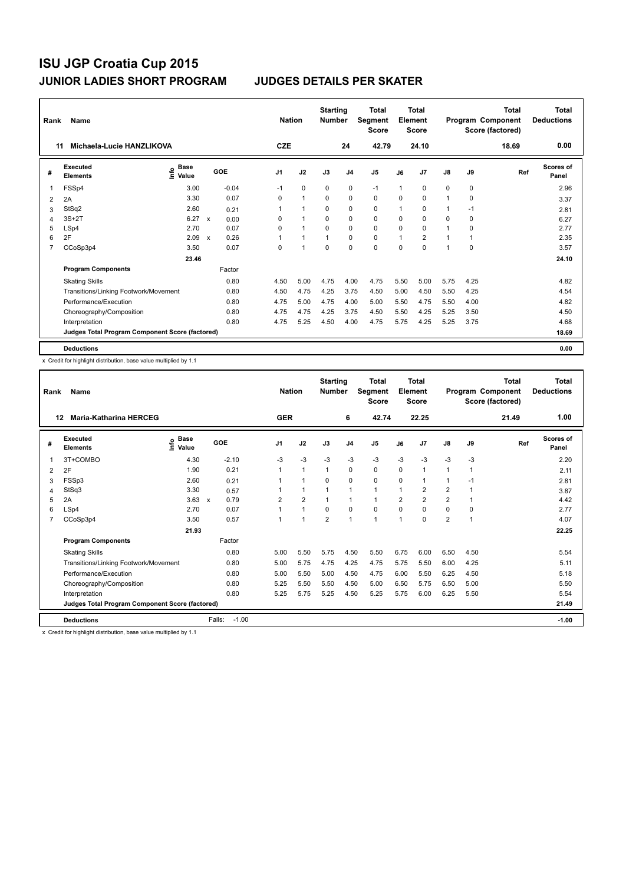# ISU JGP Croatia Cup 2015

## JUNIOR LADIES SHORT PROGRAM — JUDGES DETAILS PER SKATER

| Rank | Name | Nation | Starting Number | Total Segment Score | Total Element Score | Total Program Component Score (factored) | Total Deductions |
|---|---|---|---|---|---|---|---|
| 11 | Michaela-Lucie HANZLIKOVA | CZE | 24 | 42.79 | 24.10 | 18.69 | 0.00 |

| # | Executed Elements | Info | Base Value | | GOE | J1 | J2 | J3 | J4 | J5 | J6 | J7 | J8 | J9 | Ref | Scores of Panel |
|---|---|---|---|---|---|---|---|---|---|---|---|---|---|---|---|---|
| 1 | FSSp4 | | 3.00 | | -0.04 | -1 | 0 | 0 | 0 | -1 | 1 | 0 | 0 | 0 | | 2.96 |
| 2 | 2A | | 3.30 | | 0.07 | 0 | 1 | 0 | 0 | 0 | 0 | 0 | 1 | 0 | | 3.37 |
| 3 | StSq2 | | 2.60 | | 0.21 | 1 | 1 | 0 | 0 | 0 | 1 | 0 | 1 | -1 | | 2.81 |
| 4 | 3S+2T | | 6.27 | x | 0.00 | 0 | 1 | 0 | 0 | 0 | 0 | 0 | 0 | 0 | | 6.27 |
| 5 | LSp4 | | 2.70 | | 0.07 | 0 | 1 | 0 | 0 | 0 | 0 | 0 | 1 | 0 | | 2.77 |
| 6 | 2F | | 2.09 | x | 0.26 | 1 | 1 | 1 | 0 | 0 | 1 | 2 | 1 | 1 | | 2.35 |
| 7 | CCoSp3p4 | | 3.50 | | 0.07 | 0 | 1 | 0 | 0 | 0 | 0 | 0 | 1 | 0 | | 3.57 |
| | | | 23.46 | | | | | | | | | | | | | 24.10 |
| | **Program Components** | | | | Factor | | | | | | | | | | | |
| | Skating Skills | | | | 0.80 | 4.50 | 5.00 | 4.75 | 4.00 | 4.75 | 5.50 | 5.00 | 5.75 | 4.25 | | 4.82 |
| | Transitions/Linking Footwork/Movement | | | | 0.80 | 4.50 | 4.75 | 4.25 | 3.75 | 4.50 | 5.00 | 4.50 | 5.50 | 4.25 | | 4.54 |
| | Performance/Execution | | | | 0.80 | 4.75 | 5.00 | 4.75 | 4.00 | 5.00 | 5.50 | 4.75 | 5.50 | 4.00 | | 4.82 |
| | Choreography/Composition | | | | 0.80 | 4.75 | 4.75 | 4.25 | 3.75 | 4.50 | 5.50 | 4.25 | 5.25 | 3.50 | | 4.50 |
| | Interpretation | | | | 0.80 | 4.75 | 5.25 | 4.50 | 4.00 | 4.75 | 5.75 | 4.25 | 5.25 | 3.75 | | 4.68 |
| | Judges Total Program Component Score (factored) | | | | | | | | | | | | | | | 18.69 |
| | **Deductions** | | | | | | | | | | | | | | | 0.00 |

x Credit for highlight distribution, base value multiplied by 1.1

| Rank | Name | Nation | Starting Number | Total Segment Score | Total Element Score | Total Program Component Score (factored) | Total Deductions |
|---|---|---|---|---|---|---|---|
| 12 | Maria-Katharina HERCEG | GER | 6 | 42.74 | 22.25 | 21.49 | 1.00 |

| # | Executed Elements | Info | Base Value | | GOE | J1 | J2 | J3 | J4 | J5 | J6 | J7 | J8 | J9 | Ref | Scores of Panel |
|---|---|---|---|---|---|---|---|---|---|---|---|---|---|---|---|---|
| 1 | 3T+COMBO | | 4.30 | | -2.10 | -3 | -3 | -3 | -3 | -3 | -3 | -3 | -3 | -3 | | 2.20 |
| 2 | 2F | | 1.90 | | 0.21 | 1 | 1 | 1 | 0 | 0 | 0 | 1 | 1 | 1 | | 2.11 |
| 3 | FSSp3 | | 2.60 | | 0.21 | 1 | 1 | 0 | 0 | 0 | 0 | 1 | 1 | -1 | | 2.81 |
| 4 | StSq3 | | 3.30 | | 0.57 | 1 | 1 | 1 | 1 | 1 | 1 | 2 | 2 | 1 | | 3.87 |
| 5 | 2A | | 3.63 | x | 0.79 | 2 | 2 | 1 | 1 | 1 | 2 | 2 | 2 | 1 | | 4.42 |
| 6 | LSp4 | | 2.70 | | 0.07 | 1 | 1 | 0 | 0 | 0 | 0 | 0 | 0 | 0 | | 2.77 |
| 7 | CCoSp3p4 | | 3.50 | | 0.57 | 1 | 1 | 2 | 1 | 1 | 1 | 0 | 2 | 1 | | 4.07 |
| | | | 21.93 | | | | | | | | | | | | | 22.25 |
| | **Program Components** | | | | Factor | | | | | | | | | | | |
| | Skating Skills | | | | 0.80 | 5.00 | 5.50 | 5.75 | 4.50 | 5.50 | 6.75 | 6.00 | 6.50 | 4.50 | | 5.54 |
| | Transitions/Linking Footwork/Movement | | | | 0.80 | 5.00 | 5.75 | 4.75 | 4.25 | 4.75 | 5.75 | 5.50 | 6.00 | 4.25 | | 5.11 |
| | Performance/Execution | | | | 0.80 | 5.00 | 5.50 | 5.00 | 4.50 | 4.75 | 6.00 | 5.50 | 6.25 | 4.50 | | 5.18 |
| | Choreography/Composition | | | | 0.80 | 5.25 | 5.50 | 5.50 | 4.50 | 5.00 | 6.50 | 5.75 | 6.50 | 5.00 | | 5.50 |
| | Interpretation | | | | 0.80 | 5.25 | 5.75 | 5.25 | 4.50 | 5.25 | 5.75 | 6.00 | 6.25 | 5.50 | | 5.54 |
| | Judges Total Program Component Score (factored) | | | | | | | | | | | | | | | 21.49 |
| | **Deductions** | | | | Falls: -1.00 | | | | | | | | | | | -1.00 |

x Credit for highlight distribution, base value multiplied by 1.1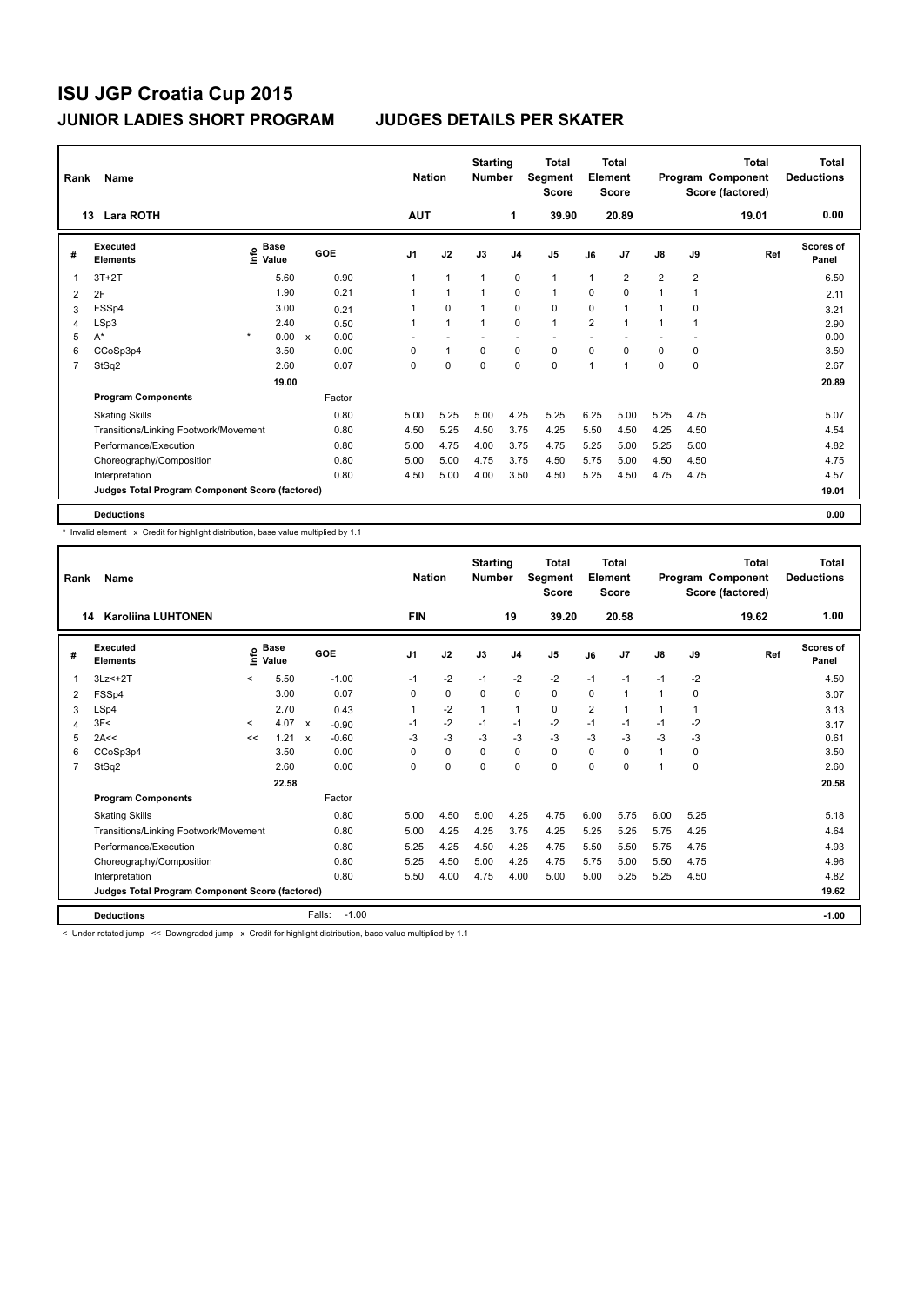# ISU JGP Croatia Cup 2015

## JUNIOR LADIES SHORT PROGRAM — JUDGES DETAILS PER SKATER

| Rank | Name | Nation | Starting Number | Total Segment Score | Total Element Score | Total Program Component Score (factored) | Total Deductions |
|---|---|---|---|---|---|---|---|
| 13 | Lara ROTH | AUT | 1 | 39.90 | 20.89 | 19.01 | 0.00 |

| # | Executed Elements | Info | Base Value | | GOE | J1 | J2 | J3 | J4 | J5 | J6 | J7 | J8 | J9 | Ref | Scores of Panel |
|---|---|---|---|---|---|---|---|---|---|---|---|---|---|---|---|---|
| 1 | 3T+2T | | 5.60 | | 0.90 | 1 | 1 | 1 | 0 | 1 | 1 | 2 | 2 | 2 | | 6.50 |
| 2 | 2F | | 1.90 | | 0.21 | 1 | 1 | 1 | 0 | 1 | 0 | 0 | 1 | 1 | | 2.11 |
| 3 | FSSp4 | | 3.00 | | 0.21 | 1 | 0 | 1 | 0 | 0 | 0 | 1 | 1 | 0 | | 3.21 |
| 4 | LSp3 | | 2.40 | | 0.50 | 1 | 1 | 1 | 0 | 1 | 2 | 1 | 1 | 1 | | 2.90 |
| 5 | A* | * | 0.00 | x | 0.00 | - | - | - | - | - | - | - | - | - | | 0.00 |
| 6 | CCoSp3p4 | | 3.50 | | 0.00 | 0 | 1 | 0 | 0 | 0 | 0 | 0 | 0 | 0 | | 3.50 |
| 7 | StSq2 | | 2.60 | | 0.07 | 0 | 0 | 0 | 0 | 0 | 1 | 1 | 0 | 0 | | 2.67 |
| | | | 19.00 | | | | | | | | | | | | | 20.89 |
| | **Program Components** | | | | Factor | | | | | | | | | | | |
| | Skating Skills | | | | 0.80 | 5.00 | 5.25 | 5.00 | 4.25 | 5.25 | 6.25 | 5.00 | 5.25 | 4.75 | | 5.07 |
| | Transitions/Linking Footwork/Movement | | | | 0.80 | 4.50 | 5.25 | 4.50 | 3.75 | 4.25 | 5.50 | 4.50 | 4.25 | 4.50 | | 4.54 |
| | Performance/Execution | | | | 0.80 | 5.00 | 4.75 | 4.00 | 3.75 | 4.75 | 5.25 | 5.00 | 5.25 | 5.00 | | 4.82 |
| | Choreography/Composition | | | | 0.80 | 5.00 | 5.00 | 4.75 | 3.75 | 4.50 | 5.75 | 5.00 | 4.50 | 4.50 | | 4.75 |
| | Interpretation | | | | 0.80 | 4.50 | 5.00 | 4.00 | 3.50 | 4.50 | 5.25 | 4.50 | 4.75 | 4.75 | | 4.57 |
| | Judges Total Program Component Score (factored) | | | | | | | | | | | | | | | 19.01 |
| | **Deductions** | | | | | | | | | | | | | | | 0.00 |

\* Invalid element x Credit for highlight distribution, base value multiplied by 1.1

| Rank | Name | Nation | Starting Number | Total Segment Score | Total Element Score | Total Program Component Score (factored) | Total Deductions |
|---|---|---|---|---|---|---|---|
| 14 | Karoliina LUHTONEN | FIN | 19 | 39.20 | 20.58 | 19.62 | 1.00 |

| # | Executed Elements | Info | Base Value | | GOE | J1 | J2 | J3 | J4 | J5 | J6 | J7 | J8 | J9 | Ref | Scores of Panel |
|---|---|---|---|---|---|---|---|---|---|---|---|---|---|---|---|---|
| 1 | 3Lz<+2T | < | 5.50 | | -1.00 | -1 | -2 | -1 | -2 | -2 | -1 | -1 | -1 | -2 | | 4.50 |
| 2 | FSSp4 | | 3.00 | | 0.07 | 0 | 0 | 0 | 0 | 0 | 0 | 1 | 1 | 0 | | 3.07 |
| 3 | LSp4 | | 2.70 | | 0.43 | 1 | -2 | 1 | 1 | 0 | 2 | 1 | 1 | 1 | | 3.13 |
| 4 | 3F< | < | 4.07 | x | -0.90 | -1 | -2 | -1 | -1 | -2 | -1 | -1 | -1 | -2 | | 3.17 |
| 5 | 2A<< | << | 1.21 | x | -0.60 | -3 | -3 | -3 | -3 | -3 | -3 | -3 | -3 | -3 | | 0.61 |
| 6 | CCoSp3p4 | | 3.50 | | 0.00 | 0 | 0 | 0 | 0 | 0 | 0 | 0 | 1 | 0 | | 3.50 |
| 7 | StSq2 | | 2.60 | | 0.00 | 0 | 0 | 0 | 0 | 0 | 0 | 0 | 1 | 0 | | 2.60 |
| | | | 22.58 | | | | | | | | | | | | | 20.58 |
| | **Program Components** | | | | Factor | | | | | | | | | | | |
| | Skating Skills | | | | 0.80 | 5.00 | 4.50 | 5.00 | 4.25 | 4.75 | 6.00 | 5.75 | 6.00 | 5.25 | | 5.18 |
| | Transitions/Linking Footwork/Movement | | | | 0.80 | 5.00 | 4.25 | 4.25 | 3.75 | 4.25 | 5.25 | 5.25 | 5.75 | 4.25 | | 4.64 |
| | Performance/Execution | | | | 0.80 | 5.25 | 4.25 | 4.50 | 4.25 | 4.75 | 5.50 | 5.50 | 5.75 | 4.75 | | 4.93 |
| | Choreography/Composition | | | | 0.80 | 5.25 | 4.50 | 5.00 | 4.25 | 4.75 | 5.75 | 5.00 | 5.50 | 4.75 | | 4.96 |
| | Interpretation | | | | 0.80 | 5.50 | 4.00 | 4.75 | 4.00 | 5.00 | 5.00 | 5.25 | 5.25 | 4.50 | | 4.82 |
| | Judges Total Program Component Score (factored) | | | | | | | | | | | | | | | 19.62 |
| | **Deductions** | | | Falls: | -1.00 | | | | | | | | | | | -1.00 |

< Under-rotated jump << Downgraded jump x Credit for highlight distribution, base value multiplied by 1.1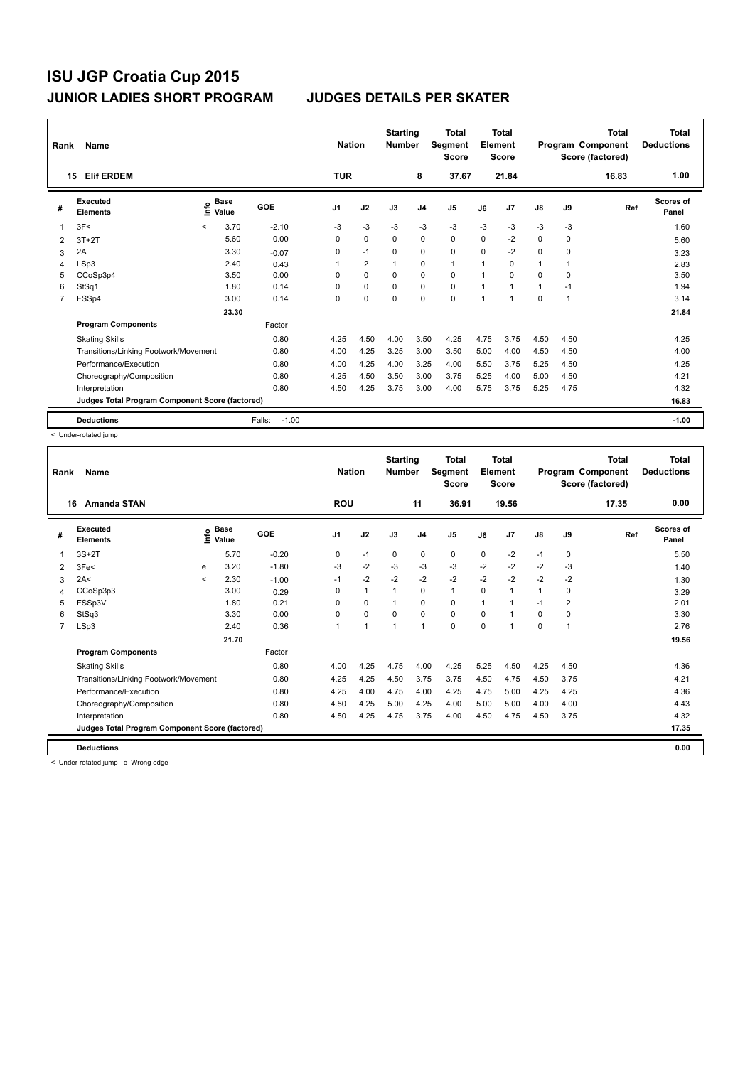# ISU JGP Croatia Cup 2015

## JUNIOR LADIES SHORT PROGRAM     JUDGES DETAILS PER SKATER

| Rank | Name | Nation | Starting Number | Total Segment Score | Total Element Score | Total Program Component Score (factored) | Total Deductions |
|---|---|---|---|---|---|---|---|
| 15 | Elif ERDEM | TUR | 8 | 37.67 | 21.84 | 16.83 | 1.00 |

| # | Executed Elements | Info | Base Value | GOE | J1 | J2 | J3 | J4 | J5 | J6 | J7 | J8 | J9 | Ref | Scores of Panel |
|---|---|---|---|---|---|---|---|---|---|---|---|---|---|---|---|
| 1 | 3F< | < | 3.70 | -2.10 | -3 | -3 | -3 | -3 | -3 | -3 | -3 | -3 | -3 | | 1.60 |
| 2 | 3T+2T | | 5.60 | 0.00 | 0 | 0 | 0 | 0 | 0 | 0 | -2 | 0 | 0 | | 5.60 |
| 3 | 2A | | 3.30 | -0.07 | 0 | -1 | 0 | 0 | 0 | 0 | -2 | 0 | 0 | | 3.23 |
| 4 | LSp3 | | 2.40 | 0.43 | 1 | 2 | 1 | 0 | 1 | 1 | 0 | 1 | 1 | | 2.83 |
| 5 | CCoSp3p4 | | 3.50 | 0.00 | 0 | 0 | 0 | 0 | 0 | 1 | 0 | 0 | 0 | | 3.50 |
| 6 | StSq1 | | 1.80 | 0.14 | 0 | 0 | 0 | 0 | 0 | 1 | 1 | 1 | -1 | | 1.94 |
| 7 | FSSp4 | | 3.00 | 0.14 | 0 | 0 | 0 | 0 | 0 | 1 | 1 | 0 | 1 | | 3.14 |
| | | | 23.30 | | | | | | | | | | | | 21.84 |
| | **Program Components** | | | Factor | | | | | | | | | | | |
| | Skating Skills | | | 0.80 | 4.25 | 4.50 | 4.00 | 3.50 | 4.25 | 4.75 | 3.75 | 4.50 | 4.50 | | 4.25 |
| | Transitions/Linking Footwork/Movement | | | 0.80 | 4.00 | 4.25 | 3.25 | 3.00 | 3.50 | 5.00 | 4.00 | 4.50 | 4.50 | | 4.00 |
| | Performance/Execution | | | 0.80 | 4.00 | 4.25 | 4.00 | 3.25 | 4.00 | 5.50 | 3.75 | 5.25 | 4.50 | | 4.25 |
| | Choreography/Composition | | | 0.80 | 4.25 | 4.50 | 3.50 | 3.00 | 3.75 | 5.25 | 4.00 | 5.00 | 4.50 | | 4.21 |
| | Interpretation | | | 0.80 | 4.50 | 4.25 | 3.75 | 3.00 | 4.00 | 5.75 | 3.75 | 5.25 | 4.75 | | 4.32 |
| | Judges Total Program Component Score (factored) | | | | | | | | | | | | | | 16.83 |
| | **Deductions** | | | Falls: -1.00 | | | | | | | | | | | -1.00 |

< Under-rotated jump

| Rank | Name | Nation | Starting Number | Total Segment Score | Total Element Score | Total Program Component Score (factored) | Total Deductions |
|---|---|---|---|---|---|---|---|
| 16 | Amanda STAN | ROU | 11 | 36.91 | 19.56 | 17.35 | 0.00 |

| # | Executed Elements | Info | Base Value | GOE | J1 | J2 | J3 | J4 | J5 | J6 | J7 | J8 | J9 | Ref | Scores of Panel |
|---|---|---|---|---|---|---|---|---|---|---|---|---|---|---|---|
| 1 | 3S+2T | | 5.70 | -0.20 | 0 | -1 | 0 | 0 | 0 | 0 | -2 | -1 | 0 | | 5.50 |
| 2 | 3Fe< | e | 3.20 | -1.80 | -3 | -2 | -3 | -3 | -3 | -2 | -2 | -2 | -3 | | 1.40 |
| 3 | 2A< | < | 2.30 | -1.00 | -1 | -2 | -2 | -2 | -2 | -2 | -2 | -2 | -2 | | 1.30 |
| 4 | CCoSp3p3 | | 3.00 | 0.29 | 0 | 1 | 1 | 0 | 1 | 0 | 1 | 1 | 0 | | 3.29 |
| 5 | FSSp3V | | 1.80 | 0.21 | 0 | 0 | 1 | 0 | 0 | 1 | 1 | -1 | 2 | | 2.01 |
| 6 | StSq3 | | 3.30 | 0.00 | 0 | 0 | 0 | 0 | 0 | 0 | 1 | 0 | 0 | | 3.30 |
| 7 | LSp3 | | 2.40 | 0.36 | 1 | 1 | 1 | 1 | 0 | 0 | 1 | 0 | 1 | | 2.76 |
| | | | 21.70 | | | | | | | | | | | | 19.56 |
| | **Program Components** | | | Factor | | | | | | | | | | | |
| | Skating Skills | | | 0.80 | 4.00 | 4.25 | 4.75 | 4.00 | 4.25 | 5.25 | 4.50 | 4.25 | 4.50 | | 4.36 |
| | Transitions/Linking Footwork/Movement | | | 0.80 | 4.25 | 4.25 | 4.50 | 3.75 | 3.75 | 4.50 | 4.75 | 4.50 | 3.75 | | 4.21 |
| | Performance/Execution | | | 0.80 | 4.25 | 4.00 | 4.75 | 4.00 | 4.25 | 4.75 | 5.00 | 4.25 | 4.25 | | 4.36 |
| | Choreography/Composition | | | 0.80 | 4.50 | 4.25 | 5.00 | 4.25 | 4.00 | 5.00 | 5.00 | 4.00 | 4.00 | | 4.43 |
| | Interpretation | | | 0.80 | 4.50 | 4.25 | 4.75 | 3.75 | 4.00 | 4.50 | 4.75 | 4.50 | 3.75 | | 4.32 |
| | Judges Total Program Component Score (factored) | | | | | | | | | | | | | | 17.35 |
| | **Deductions** | | | | | | | | | | | | | | 0.00 |

< Under-rotated jump   e Wrong edge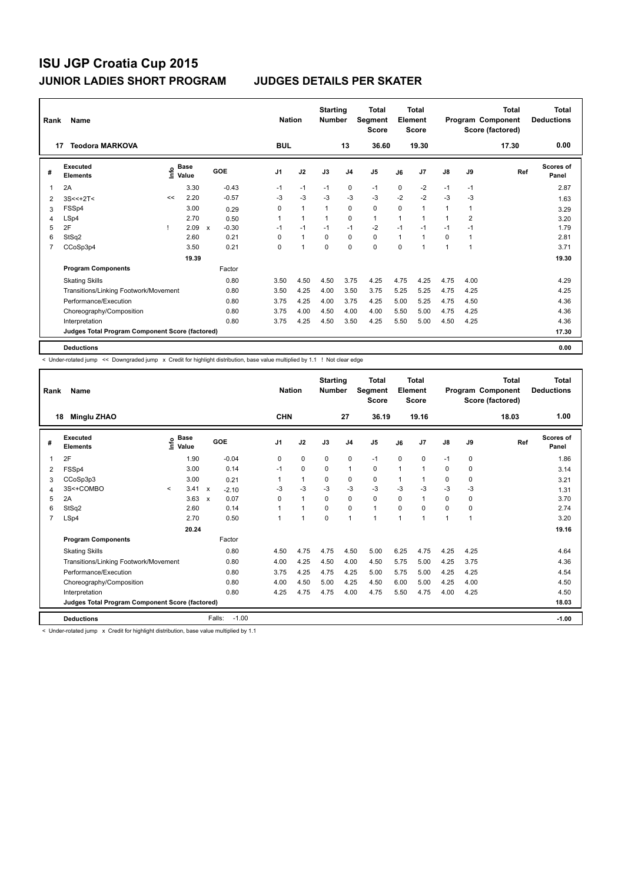# ISU JGP Croatia Cup 2015

## JUNIOR LADIES SHORT PROGRAM — JUDGES DETAILS PER SKATER

| Rank | Name | Nation | Starting Number | Total Segment Score | Total Element Score | Total Program Component Score (factored) | Total Deductions |
|---|---|---|---|---|---|---|---|
| 17 | Teodora MARKOVA | BUL | 13 | 36.60 | 19.30 | 17.30 | 0.00 |

| # | Executed Elements | Info | Base Value | | GOE | J1 | J2 | J3 | J4 | J5 | J6 | J7 | J8 | J9 | Ref | Scores of Panel |
|---|---|---|---|---|---|---|---|---|---|---|---|---|---|---|---|---|
| 1 | 2A | | 3.30 | | -0.43 | -1 | -1 | -1 | 0 | -1 | 0 | -2 | -1 | -1 | | 2.87 |
| 2 | 3S<<+2T< | << | 2.20 | | -0.57 | -3 | -3 | -3 | -3 | -3 | -2 | -2 | -3 | -3 | | 1.63 |
| 3 | FSSp4 | | 3.00 | | 0.29 | 0 | 1 | 1 | 0 | 0 | 0 | 1 | 1 | 1 | | 3.29 |
| 4 | LSp4 | | 2.70 | | 0.50 | 1 | 1 | 1 | 0 | 1 | 1 | 1 | 1 | 2 | | 3.20 |
| 5 | 2F | ! | 2.09 | x | -0.30 | -1 | -1 | -1 | -1 | -2 | -1 | -1 | -1 | -1 | | 1.79 |
| 6 | StSq2 | | 2.60 | | 0.21 | 0 | 1 | 0 | 0 | 0 | 1 | 1 | 0 | 1 | | 2.81 |
| 7 | CCoSp3p4 | | 3.50 | | 0.21 | 0 | 1 | 0 | 0 | 0 | 0 | 1 | 1 | 1 | | 3.71 |
| | | | 19.39 | | | | | | | | | | | | | 19.30 |
| | **Program Components** | | | | Factor | | | | | | | | | | | |
| | Skating Skills | | | | 0.80 | 3.50 | 4.50 | 4.50 | 3.75 | 4.25 | 4.75 | 4.25 | 4.75 | 4.00 | | 4.29 |
| | Transitions/Linking Footwork/Movement | | | | 0.80 | 3.50 | 4.25 | 4.00 | 3.50 | 3.75 | 5.25 | 5.25 | 4.75 | 4.25 | | 4.25 |
| | Performance/Execution | | | | 0.80 | 3.75 | 4.25 | 4.00 | 3.75 | 4.25 | 5.00 | 5.25 | 4.75 | 4.50 | | 4.36 |
| | Choreography/Composition | | | | 0.80 | 3.75 | 4.00 | 4.50 | 4.00 | 4.00 | 5.50 | 5.00 | 4.75 | 4.25 | | 4.36 |
| | Interpretation | | | | 0.80 | 3.75 | 4.25 | 4.50 | 3.50 | 4.25 | 5.50 | 5.00 | 4.50 | 4.25 | | 4.36 |
| | **Judges Total Program Component Score (factored)** | | | | | | | | | | | | | | | 17.30 |
| | **Deductions** | | | | | | | | | | | | | | | 0.00 |

< Under-rotated jump << Downgraded jump x Credit for highlight distribution, base value multiplied by 1.1 ! Not clear edge

| Rank | Name | Nation | Starting Number | Total Segment Score | Total Element Score | Total Program Component Score (factored) | Total Deductions |
|---|---|---|---|---|---|---|---|
| 18 | Minglu ZHAO | CHN | 27 | 36.19 | 19.16 | 18.03 | 1.00 |

| # | Executed Elements | Info | Base Value | | GOE | J1 | J2 | J3 | J4 | J5 | J6 | J7 | J8 | J9 | Ref | Scores of Panel |
|---|---|---|---|---|---|---|---|---|---|---|---|---|---|---|---|---|
| 1 | 2F | | 1.90 | | -0.04 | 0 | 0 | 0 | 0 | -1 | 0 | 0 | -1 | 0 | | 1.86 |
| 2 | FSSp4 | | 3.00 | | 0.14 | -1 | 0 | 0 | 1 | 0 | 1 | 1 | 0 | 0 | | 3.14 |
| 3 | CCoSp3p3 | | 3.00 | | 0.21 | 1 | 1 | 0 | 0 | 0 | 1 | 1 | 0 | 0 | | 3.21 |
| 4 | 3S<+COMBO | < | 3.41 | x | -2.10 | -3 | -3 | -3 | -3 | -3 | -3 | -3 | -3 | -3 | | 1.31 |
| 5 | 2A | | 3.63 | x | 0.07 | 0 | 1 | 0 | 0 | 0 | 0 | 1 | 0 | 0 | | 3.70 |
| 6 | StSq2 | | 2.60 | | 0.14 | 1 | 1 | 0 | 0 | 1 | 0 | 0 | 0 | 0 | | 2.74 |
| 7 | LSp4 | | 2.70 | | 0.50 | 1 | 1 | 0 | 1 | 1 | 1 | 1 | 1 | 1 | | 3.20 |
| | | | 20.24 | | | | | | | | | | | | | 19.16 |
| | **Program Components** | | | | Factor | | | | | | | | | | | |
| | Skating Skills | | | | 0.80 | 4.50 | 4.75 | 4.75 | 4.50 | 5.00 | 6.25 | 4.75 | 4.25 | 4.25 | | 4.64 |
| | Transitions/Linking Footwork/Movement | | | | 0.80 | 4.00 | 4.25 | 4.50 | 4.00 | 4.50 | 5.75 | 5.00 | 4.25 | 3.75 | | 4.36 |
| | Performance/Execution | | | | 0.80 | 3.75 | 4.25 | 4.75 | 4.25 | 5.00 | 5.75 | 5.00 | 4.25 | 4.25 | | 4.54 |
| | Choreography/Composition | | | | 0.80 | 4.00 | 4.50 | 5.00 | 4.25 | 4.50 | 6.00 | 5.00 | 4.25 | 4.00 | | 4.50 |
| | Interpretation | | | | 0.80 | 4.25 | 4.75 | 4.75 | 4.00 | 4.75 | 5.50 | 4.75 | 4.00 | 4.25 | | 4.50 |
| | **Judges Total Program Component Score (factored)** | | | | | | | | | | | | | | | 18.03 |
| | **Deductions** | | | Falls: | -1.00 | | | | | | | | | | | -1.00 |

< Under-rotated jump x Credit for highlight distribution, base value multiplied by 1.1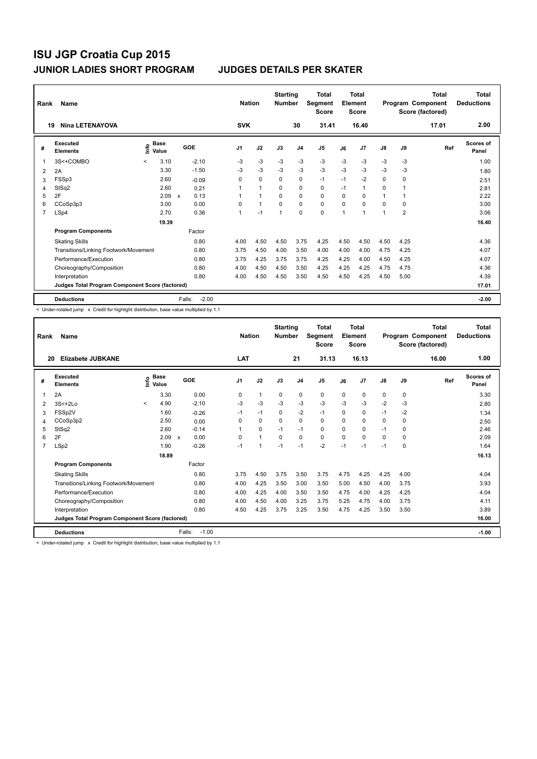# ISU JGP Croatia Cup 2015

## JUNIOR LADIES SHORT PROGRAM — JUDGES DETAILS PER SKATER

| Rank | Name | Nation | Starting Number | Total Segment Score | Total Element Score | Total Program Component Score (factored) | Total Deductions |
|---|---|---|---|---|---|---|---|
| 19 | Nina LETENAYOVA | SVK | 30 | 31.41 | 16.40 | 17.01 | 2.00 |

| # | Executed Elements | Info | Base Value | | GOE | J1 | J2 | J3 | J4 | J5 | J6 | J7 | J8 | J9 | Ref | Scores of Panel |
|---|---|---|---|---|---|---|---|---|---|---|---|---|---|---|---|---|
| 1 | 3S<+COMBO | < | 3.10 | | -2.10 | -3 | -3 | -3 | -3 | -3 | -3 | -3 | -3 | -3 | | 1.00 |
| 2 | 2A | | 3.30 | | -1.50 | -3 | -3 | -3 | -3 | -3 | -3 | -3 | -3 | -3 | | 1.80 |
| 3 | FSSp3 | | 2.60 | | -0.09 | 0 | 0 | 0 | 0 | -1 | -1 | -2 | 0 | 0 | | 2.51 |
| 4 | StSq2 | | 2.60 | | 0.21 | 1 | 1 | 0 | 0 | 0 | -1 | 1 | 0 | 1 | | 2.81 |
| 5 | 2F | | 2.09 | x | 0.13 | 1 | 1 | 0 | 0 | 0 | 0 | 0 | 1 | 1 | | 2.22 |
| 6 | CCoSp3p3 | | 3.00 | | 0.00 | 0 | 1 | 0 | 0 | 0 | 0 | 0 | 0 | 0 | | 3.00 |
| 7 | LSp4 | | 2.70 | | 0.36 | 1 | -1 | 1 | 0 | 0 | 1 | 1 | 1 | 2 | | 3.06 |
| | | | 19.39 | | | | | | | | | | | | | 16.40 |
| | **Program Components** | | | | Factor | | | | | | | | | | | |
| | Skating Skills | | | | 0.80 | 4.00 | 4.50 | 4.50 | 3.75 | 4.25 | 4.50 | 4.50 | 4.50 | 4.25 | | 4.36 |
| | Transitions/Linking Footwork/Movement | | | | 0.80 | 3.75 | 4.50 | 4.00 | 3.50 | 4.00 | 4.00 | 4.00 | 4.75 | 4.25 | | 4.07 |
| | Performance/Execution | | | | 0.80 | 3.75 | 4.25 | 3.75 | 3.75 | 4.25 | 4.25 | 4.00 | 4.50 | 4.25 | | 4.07 |
| | Choreography/Composition | | | | 0.80 | 4.00 | 4.50 | 4.50 | 3.50 | 4.25 | 4.25 | 4.25 | 4.75 | 4.75 | | 4.36 |
| | Interpretation | | | | 0.80 | 4.00 | 4.50 | 4.50 | 3.50 | 4.50 | 4.50 | 4.25 | 4.50 | 5.00 | | 4.39 |
| | **Judges Total Program Component Score (factored)** | | | | | | | | | | | | | | | 17.01 |
| | **Deductions** | | | Falls: | -2.00 | | | | | | | | | | | -2.00 |

< Under-rotated jump x Credit for highlight distribution, base value multiplied by 1.1

| Rank | Name | Nation | Starting Number | Total Segment Score | Total Element Score | Total Program Component Score (factored) | Total Deductions |
|---|---|---|---|---|---|---|---|
| 20 | Elizabete JUBKANE | LAT | 21 | 31.13 | 16.13 | 16.00 | 1.00 |

| # | Executed Elements | Info | Base Value | | GOE | J1 | J2 | J3 | J4 | J5 | J6 | J7 | J8 | J9 | Ref | Scores of Panel |
|---|---|---|---|---|---|---|---|---|---|---|---|---|---|---|---|---|
| 1 | 2A | | 3.30 | | 0.00 | 0 | 1 | 0 | 0 | 0 | 0 | 0 | 0 | 0 | | 3.30 |
| 2 | 3S<+2Lo | < | 4.90 | | -2.10 | -3 | -3 | -3 | -3 | -3 | -3 | -3 | -2 | -3 | | 2.80 |
| 3 | FSSp2V | | 1.60 | | -0.26 | -1 | -1 | 0 | -2 | -1 | 0 | 0 | -1 | -2 | | 1.34 |
| 4 | CCoSp3p2 | | 2.50 | | 0.00 | 0 | 0 | 0 | 0 | 0 | 0 | 0 | 0 | 0 | | 2.50 |
| 5 | StSq2 | | 2.60 | | -0.14 | 1 | 0 | -1 | -1 | 0 | 0 | 0 | -1 | 0 | | 2.46 |
| 6 | 2F | | 2.09 | x | 0.00 | 0 | 1 | 0 | 0 | 0 | 0 | 0 | 0 | 0 | | 2.09 |
| 7 | LSp2 | | 1.90 | | -0.26 | -1 | 1 | -1 | -1 | -2 | -1 | -1 | -1 | 0 | | 1.64 |
| | | | 18.89 | | | | | | | | | | | | | 16.13 |
| | **Program Components** | | | | Factor | | | | | | | | | | | |
| | Skating Skills | | | | 0.80 | 3.75 | 4.50 | 3.75 | 3.50 | 3.75 | 4.75 | 4.25 | 4.25 | 4.00 | | 4.04 |
| | Transitions/Linking Footwork/Movement | | | | 0.80 | 4.00 | 4.25 | 3.50 | 3.00 | 3.50 | 5.00 | 4.50 | 4.00 | 3.75 | | 3.93 |
| | Performance/Execution | | | | 0.80 | 4.00 | 4.25 | 4.00 | 3.50 | 3.50 | 4.75 | 4.00 | 4.25 | 4.25 | | 4.04 |
| | Choreography/Composition | | | | 0.80 | 4.00 | 4.50 | 4.00 | 3.25 | 3.75 | 5.25 | 4.75 | 4.00 | 3.75 | | 4.11 |
| | Interpretation | | | | 0.80 | 4.50 | 4.25 | 3.75 | 3.25 | 3.50 | 4.75 | 4.25 | 3.50 | 3.50 | | 3.89 |
| | **Judges Total Program Component Score (factored)** | | | | | | | | | | | | | | | 16.00 |
| | **Deductions** | | | Falls: | -1.00 | | | | | | | | | | | -1.00 |

< Under-rotated jump x Credit for highlight distribution, base value multiplied by 1.1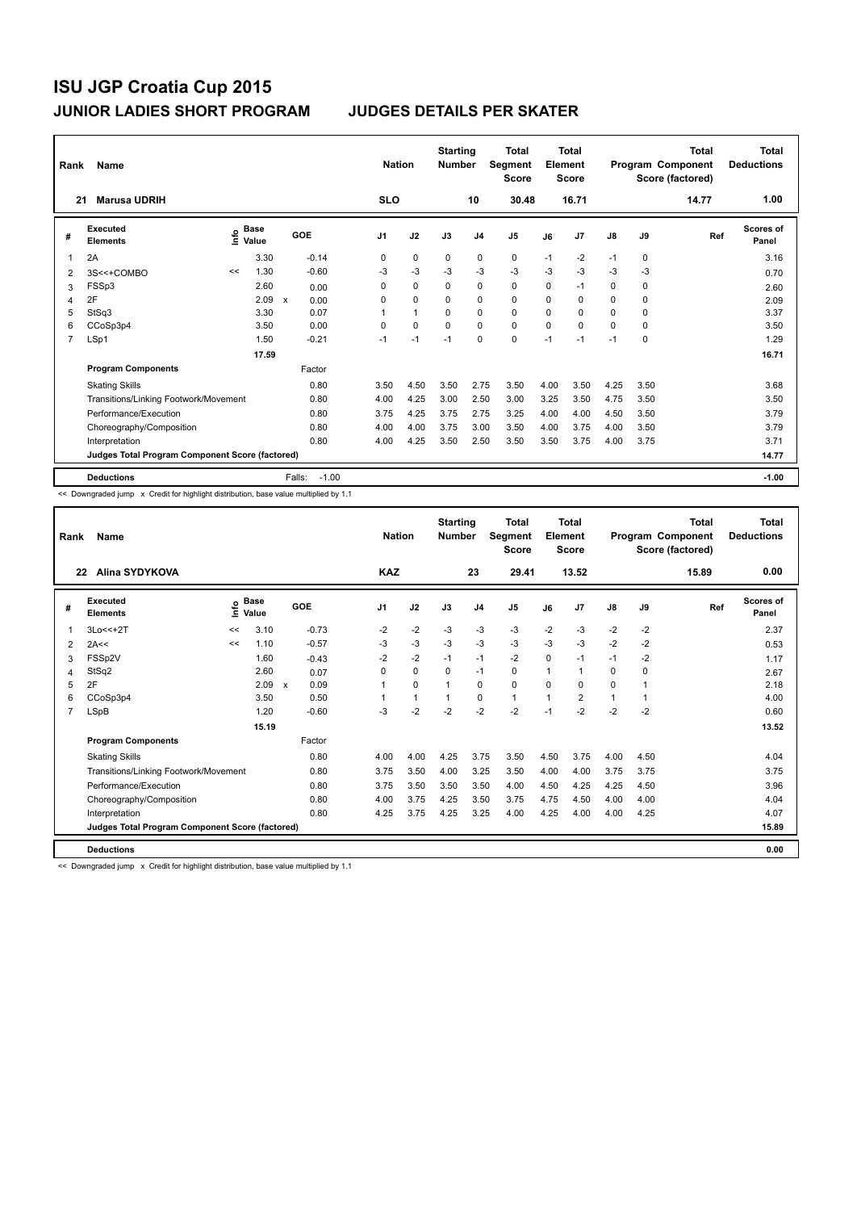# ISU JGP Croatia Cup 2015

## JUNIOR LADIES SHORT PROGRAM — JUDGES DETAILS PER SKATER

| Rank | Name | Nation | Starting Number | Total Segment Score | Total Element Score | Total Program Component Score (factored) | Total Deductions |
|---|---|---|---|---|---|---|---|
| 21 | Marusa UDRIH | SLO | 10 | 30.48 | 16.71 | 14.77 | 1.00 |

| # | Executed Elements | Info | Base Value | | GOE | J1 | J2 | J3 | J4 | J5 | J6 | J7 | J8 | J9 | Ref | Scores of Panel |
|---|---|---|---|---|---|---|---|---|---|---|---|---|---|---|---|---|
| 1 | 2A | | 3.30 | | -0.14 | 0 | 0 | 0 | 0 | 0 | -1 | -2 | -1 | 0 | | 3.16 |
| 2 | 3S<<+COMBO | << | 1.30 | | -0.60 | -3 | -3 | -3 | -3 | -3 | -3 | -3 | -3 | -3 | | 0.70 |
| 3 | FSSp3 | | 2.60 | | 0.00 | 0 | 0 | 0 | 0 | 0 | 0 | -1 | 0 | 0 | | 2.60 |
| 4 | 2F | | 2.09 | x | 0.00 | 0 | 0 | 0 | 0 | 0 | 0 | 0 | 0 | 0 | | 2.09 |
| 5 | StSq3 | | 3.30 | | 0.07 | 1 | 1 | 0 | 0 | 0 | 0 | 0 | 0 | 0 | | 3.37 |
| 6 | CCoSp3p4 | | 3.50 | | 0.00 | 0 | 0 | 0 | 0 | 0 | 0 | 0 | 0 | 0 | | 3.50 |
| 7 | LSp1 | | 1.50 | | -0.21 | -1 | -1 | -1 | 0 | 0 | -1 | -1 | -1 | 0 | | 1.29 |
| | | | 17.59 | | | | | | | | | | | | | 16.71 |
| | **Program Components** | | | | Factor | | | | | | | | | | | |
| | Skating Skills | | | | 0.80 | 3.50 | 4.50 | 3.50 | 2.75 | 3.50 | 4.00 | 3.50 | 4.25 | 3.50 | | 3.68 |
| | Transitions/Linking Footwork/Movement | | | | 0.80 | 4.00 | 4.25 | 3.00 | 2.50 | 3.00 | 3.25 | 3.50 | 4.75 | 3.50 | | 3.50 |
| | Performance/Execution | | | | 0.80 | 3.75 | 4.25 | 3.75 | 2.75 | 3.25 | 4.00 | 4.00 | 4.50 | 3.50 | | 3.79 |
| | Choreography/Composition | | | | 0.80 | 4.00 | 4.00 | 3.75 | 3.00 | 3.50 | 4.00 | 3.75 | 4.00 | 3.50 | | 3.79 |
| | Interpretation | | | | 0.80 | 4.00 | 4.25 | 3.50 | 2.50 | 3.50 | 3.50 | 3.75 | 4.00 | 3.75 | | 3.71 |
| | Judges Total Program Component Score (factored) | | | | | | | | | | | | | | | 14.77 |
| | **Deductions** | | | | Falls: -1.00 | | | | | | | | | | | -1.00 |

<< Downgraded jump x Credit for highlight distribution, base value multiplied by 1.1

| Rank | Name | Nation | Starting Number | Total Segment Score | Total Element Score | Total Program Component Score (factored) | Total Deductions |
|---|---|---|---|---|---|---|---|
| 22 | Alina SYDYKOVA | KAZ | 23 | 29.41 | 13.52 | 15.89 | 0.00 |

| # | Executed Elements | Info | Base Value | | GOE | J1 | J2 | J3 | J4 | J5 | J6 | J7 | J8 | J9 | Ref | Scores of Panel |
|---|---|---|---|---|---|---|---|---|---|---|---|---|---|---|---|---|
| 1 | 3Lo<<+2T | << | 3.10 | | -0.73 | -2 | -2 | -3 | -3 | -3 | -2 | -3 | -2 | -2 | | 2.37 |
| 2 | 2A<< | << | 1.10 | | -0.57 | -3 | -3 | -3 | -3 | -3 | -3 | -3 | -2 | -2 | | 0.53 |
| 3 | FSSp2V | | 1.60 | | -0.43 | -2 | -2 | -1 | -1 | -2 | 0 | -1 | -1 | -2 | | 1.17 |
| 4 | StSq2 | | 2.60 | | 0.07 | 0 | 0 | 0 | -1 | 0 | 1 | 1 | 0 | 0 | | 2.67 |
| 5 | 2F | | 2.09 | x | 0.09 | 1 | 0 | 1 | 0 | 0 | 0 | 0 | 0 | 1 | | 2.18 |
| 6 | CCoSp3p4 | | 3.50 | | 0.50 | 1 | 1 | 1 | 0 | 1 | 1 | 2 | 1 | 1 | | 4.00 |
| 7 | LSpB | | 1.20 | | -0.60 | -3 | -2 | -2 | -2 | -2 | -1 | -2 | -2 | -2 | | 0.60 |
| | | | 15.19 | | | | | | | | | | | | | 13.52 |
| | **Program Components** | | | | Factor | | | | | | | | | | | |
| | Skating Skills | | | | 0.80 | 4.00 | 4.00 | 4.25 | 3.75 | 3.50 | 4.50 | 3.75 | 4.00 | 4.50 | | 4.04 |
| | Transitions/Linking Footwork/Movement | | | | 0.80 | 3.75 | 3.50 | 4.00 | 3.25 | 3.50 | 4.00 | 4.00 | 3.75 | 3.75 | | 3.75 |
| | Performance/Execution | | | | 0.80 | 3.75 | 3.50 | 3.50 | 3.50 | 4.00 | 4.50 | 4.25 | 4.25 | 4.50 | | 3.96 |
| | Choreography/Composition | | | | 0.80 | 4.00 | 3.75 | 4.25 | 3.50 | 3.75 | 4.75 | 4.50 | 4.00 | 4.00 | | 4.04 |
| | Interpretation | | | | 0.80 | 4.25 | 3.75 | 4.25 | 3.25 | 4.00 | 4.25 | 4.00 | 4.00 | 4.25 | | 4.07 |
| | Judges Total Program Component Score (factored) | | | | | | | | | | | | | | | 15.89 |
| | **Deductions** | | | | | | | | | | | | | | | 0.00 |

<< Downgraded jump x Credit for highlight distribution, base value multiplied by 1.1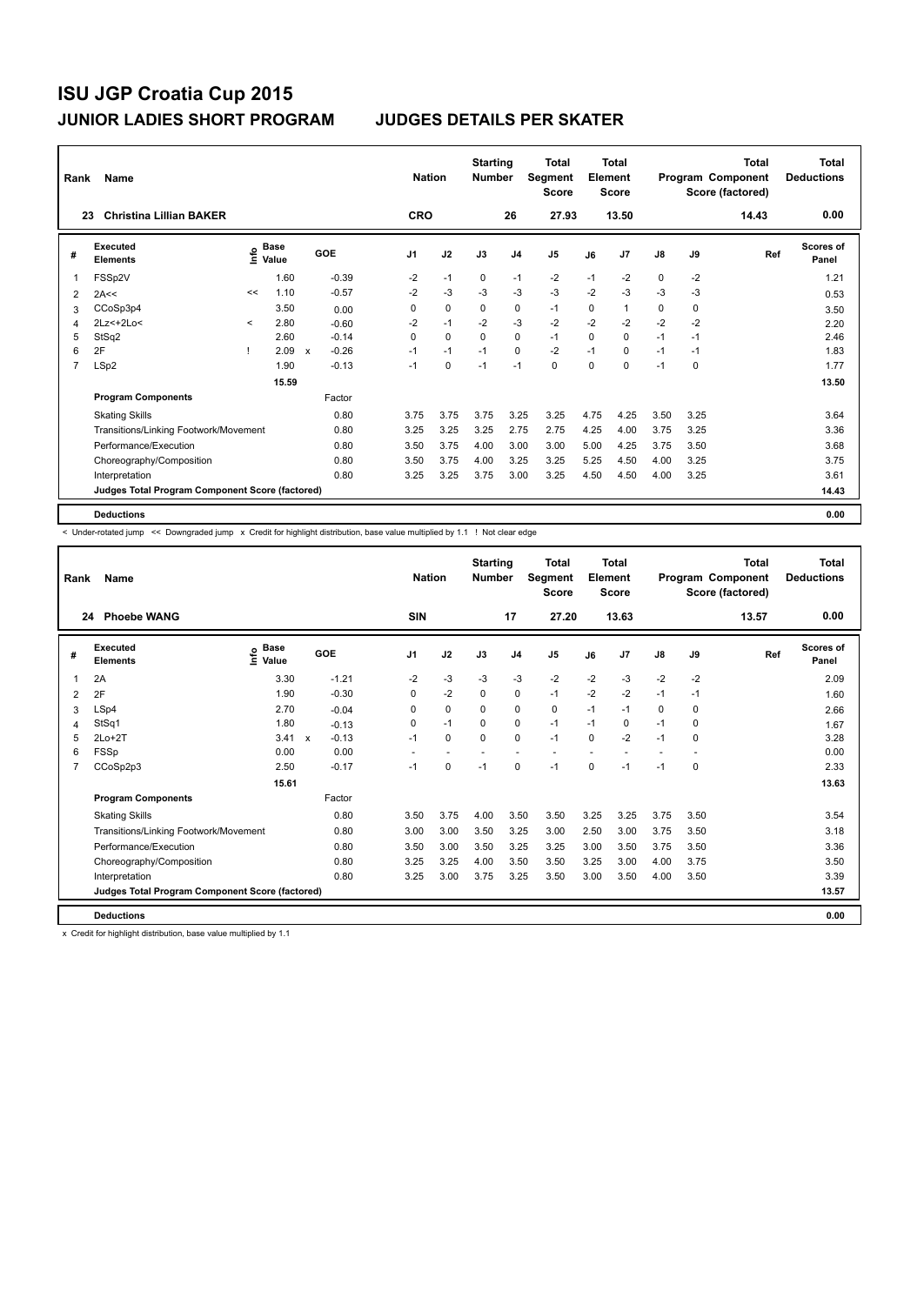# ISU JGP Croatia Cup 2015

## JUNIOR LADIES SHORT PROGRAM &emsp; JUDGES DETAILS PER SKATER

| Rank | Name | Nation | Starting Number | Total Segment Score | Total Element Score | Total Program Component Score (factored) | Total Deductions |
|---|---|---|---|---|---|---|---|
| 23 | Christina Lillian BAKER | CRO | 26 | 27.93 | 13.50 | 14.43 | 0.00 |

| # | Executed Elements | Info | Base Value | | GOE | J1 | J2 | J3 | J4 | J5 | J6 | J7 | J8 | J9 | Ref | Scores of Panel |
|---|---|---|---|---|---|---|---|---|---|---|---|---|---|---|---|---|
| 1 | FSSp2V | | 1.60 | | -0.39 | -2 | -1 | 0 | -1 | -2 | -1 | -2 | 0 | -2 | | 1.21 |
| 2 | 2A<< | << | 1.10 | | -0.57 | -2 | -3 | -3 | -3 | -3 | -2 | -3 | -3 | -3 | | 0.53 |
| 3 | CCoSp3p4 | | 3.50 | | 0.00 | 0 | 0 | 0 | 0 | -1 | 0 | 1 | 0 | 0 | | 3.50 |
| 4 | 2Lz<+2Lo< | < | 2.80 | | -0.60 | -2 | -1 | -2 | -3 | -2 | -2 | -2 | -2 | -2 | | 2.20 |
| 5 | StSq2 | | 2.60 | | -0.14 | 0 | 0 | 0 | 0 | -1 | 0 | 0 | -1 | -1 | | 2.46 |
| 6 | 2F | ! | 2.09 | x | -0.26 | -1 | -1 | -1 | 0 | -2 | -1 | 0 | -1 | -1 | | 1.83 |
| 7 | LSp2 | | 1.90 | | -0.13 | -1 | 0 | -1 | -1 | 0 | 0 | 0 | -1 | 0 | | 1.77 |
| | | | 15.59 | | | | | | | | | | | | | 13.50 |
| | **Program Components** | | | | Factor | | | | | | | | | | | |
| | Skating Skills | | | | 0.80 | 3.75 | 3.75 | 3.75 | 3.25 | 3.25 | 4.75 | 4.25 | 3.50 | 3.25 | | 3.64 |
| | Transitions/Linking Footwork/Movement | | | | 0.80 | 3.25 | 3.25 | 3.25 | 2.75 | 2.75 | 4.25 | 4.00 | 3.75 | 3.25 | | 3.36 |
| | Performance/Execution | | | | 0.80 | 3.50 | 3.75 | 4.00 | 3.00 | 3.00 | 5.00 | 4.25 | 3.75 | 3.50 | | 3.68 |
| | Choreography/Composition | | | | 0.80 | 3.50 | 3.75 | 4.00 | 3.25 | 3.25 | 5.25 | 4.50 | 4.00 | 3.25 | | 3.75 |
| | Interpretation | | | | 0.80 | 3.25 | 3.25 | 3.75 | 3.00 | 3.25 | 4.50 | 4.50 | 4.00 | 3.25 | | 3.61 |
| | **Judges Total Program Component Score (factored)** | | | | | | | | | | | | | | | 14.43 |
| | **Deductions** | | | | | | | | | | | | | | | 0.00 |

< Under-rotated jump &emsp; << Downgraded jump &emsp; x Credit for highlight distribution, base value multiplied by 1.1 &emsp; ! Not clear edge

| Rank | Name | Nation | Starting Number | Total Segment Score | Total Element Score | Total Program Component Score (factored) | Total Deductions |
|---|---|---|---|---|---|---|---|
| 24 | Phoebe WANG | SIN | 17 | 27.20 | 13.63 | 13.57 | 0.00 |

| # | Executed Elements | Info | Base Value | | GOE | J1 | J2 | J3 | J4 | J5 | J6 | J7 | J8 | J9 | Ref | Scores of Panel |
|---|---|---|---|---|---|---|---|---|---|---|---|---|---|---|---|---|
| 1 | 2A | | 3.30 | | -1.21 | -2 | -3 | -3 | -3 | -2 | -2 | -3 | -2 | -2 | | 2.09 |
| 2 | 2F | | 1.90 | | -0.30 | 0 | -2 | 0 | 0 | -1 | -2 | -2 | -1 | -1 | | 1.60 |
| 3 | LSp4 | | 2.70 | | -0.04 | 0 | 0 | 0 | 0 | 0 | -1 | -1 | 0 | 0 | | 2.66 |
| 4 | StSq1 | | 1.80 | | -0.13 | 0 | -1 | 0 | 0 | -1 | -1 | 0 | -1 | 0 | | 1.67 |
| 5 | 2Lo+2T | | 3.41 | x | -0.13 | -1 | 0 | 0 | 0 | -1 | 0 | -2 | -1 | 0 | | 3.28 |
| 6 | FSSp | | 0.00 | | 0.00 | - | - | - | - | - | - | - | - | - | | 0.00 |
| 7 | CCoSp2p3 | | 2.50 | | -0.17 | -1 | 0 | -1 | 0 | -1 | 0 | -1 | -1 | 0 | | 2.33 |
| | | | 15.61 | | | | | | | | | | | | | 13.63 |
| | **Program Components** | | | | Factor | | | | | | | | | | | |
| | Skating Skills | | | | 0.80 | 3.50 | 3.75 | 4.00 | 3.50 | 3.50 | 3.25 | 3.25 | 3.75 | 3.50 | | 3.54 |
| | Transitions/Linking Footwork/Movement | | | | 0.80 | 3.00 | 3.00 | 3.50 | 3.25 | 3.00 | 2.50 | 3.00 | 3.75 | 3.50 | | 3.18 |
| | Performance/Execution | | | | 0.80 | 3.50 | 3.00 | 3.50 | 3.25 | 3.25 | 3.00 | 3.50 | 3.75 | 3.50 | | 3.36 |
| | Choreography/Composition | | | | 0.80 | 3.25 | 3.25 | 4.00 | 3.50 | 3.50 | 3.25 | 3.00 | 4.00 | 3.75 | | 3.50 |
| | Interpretation | | | | 0.80 | 3.25 | 3.00 | 3.75 | 3.25 | 3.50 | 3.00 | 3.50 | 4.00 | 3.50 | | 3.39 |
| | **Judges Total Program Component Score (factored)** | | | | | | | | | | | | | | | 13.57 |
| | **Deductions** | | | | | | | | | | | | | | | 0.00 |

x Credit for highlight distribution, base value multiplied by 1.1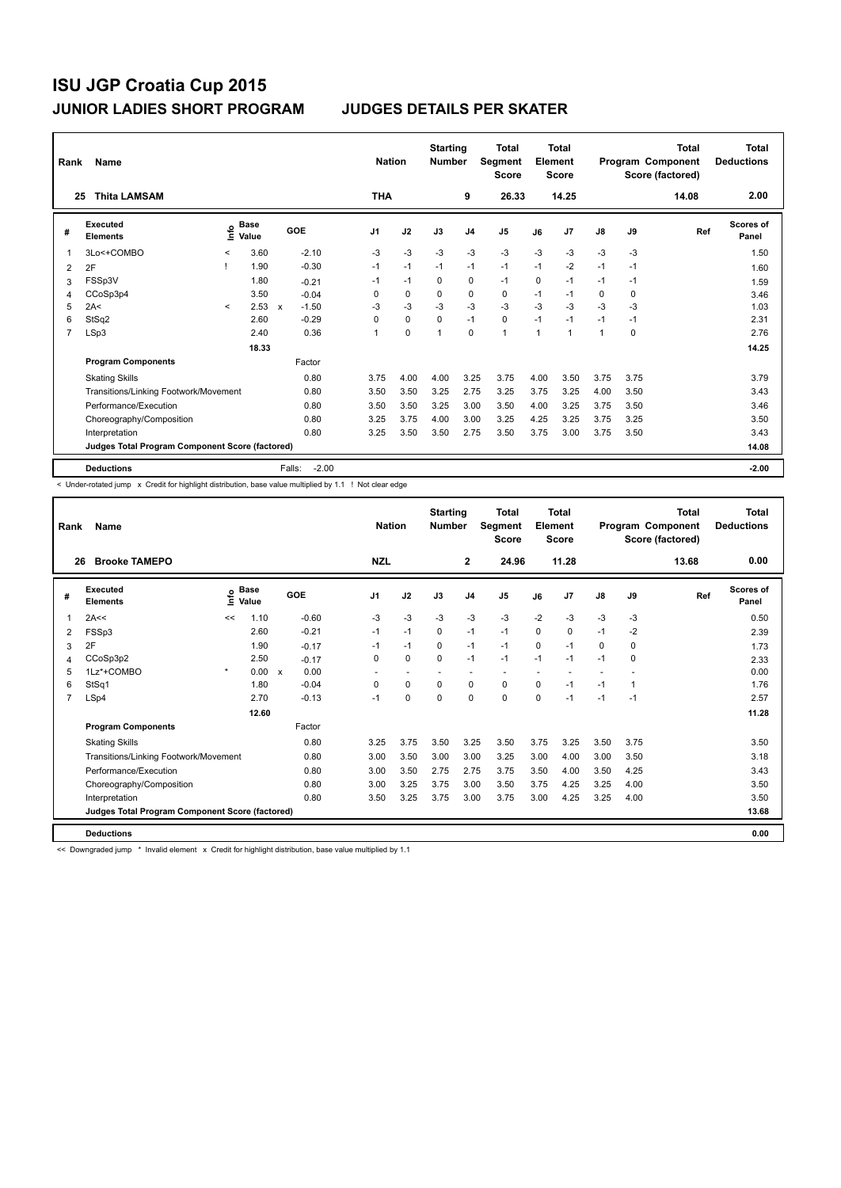# ISU JGP Croatia Cup 2015

## JUNIOR LADIES SHORT PROGRAM — JUDGES DETAILS PER SKATER

| Rank | Name | Nation | Starting Number | Total Segment Score | Total Element Score | Total Program Component Score (factored) | Total Deductions |
|---|---|---|---|---|---|---|---|
| 25 | Thita LAMSAM | THA | 9 | 26.33 | 14.25 | 14.08 | 2.00 |

| # | Executed Elements | Info | Base Value | | GOE | J1 | J2 | J3 | J4 | J5 | J6 | J7 | J8 | J9 | Ref | Scores of Panel |
|---|---|---|---|---|---|---|---|---|---|---|---|---|---|---|---|---|
| 1 | 3Lo<+COMBO | < | 3.60 | | -2.10 | -3 | -3 | -3 | -3 | -3 | -3 | -3 | -3 | -3 | | 1.50 |
| 2 | 2F | ! | 1.90 | | -0.30 | -1 | -1 | -1 | -1 | -1 | -1 | -2 | -1 | -1 | | 1.60 |
| 3 | FSSp3V | | 1.80 | | -0.21 | -1 | -1 | 0 | 0 | -1 | 0 | -1 | -1 | -1 | | 1.59 |
| 4 | CCoSp3p4 | | 3.50 | | -0.04 | 0 | 0 | 0 | 0 | 0 | -1 | -1 | 0 | 0 | | 3.46 |
| 5 | 2A< | < | 2.53 | x | -1.50 | -3 | -3 | -3 | -3 | -3 | -3 | -3 | -3 | -3 | | 1.03 |
| 6 | StSq2 | | 2.60 | | -0.29 | 0 | 0 | 0 | -1 | 0 | -1 | -1 | -1 | -1 | | 2.31 |
| 7 | LSp3 | | 2.40 | | 0.36 | 1 | 0 | 1 | 0 | 1 | 1 | 1 | 1 | 0 | | 2.76 |
| | | | 18.33 | | | | | | | | | | | | | 14.25 |
| | **Program Components** | | | | Factor | | | | | | | | | | | |
| | Skating Skills | | | | 0.80 | 3.75 | 4.00 | 4.00 | 3.25 | 3.75 | 4.00 | 3.50 | 3.75 | 3.75 | | 3.79 |
| | Transitions/Linking Footwork/Movement | | | | 0.80 | 3.50 | 3.50 | 3.25 | 2.75 | 3.25 | 3.75 | 3.25 | 4.00 | 3.50 | | 3.43 |
| | Performance/Execution | | | | 0.80 | 3.50 | 3.50 | 3.25 | 3.00 | 3.50 | 4.00 | 3.25 | 3.75 | 3.50 | | 3.46 |
| | Choreography/Composition | | | | 0.80 | 3.25 | 3.75 | 4.00 | 3.00 | 3.25 | 4.25 | 3.25 | 3.75 | 3.25 | | 3.50 |
| | Interpretation | | | | 0.80 | 3.25 | 3.50 | 3.50 | 2.75 | 3.50 | 3.75 | 3.00 | 3.75 | 3.50 | | 3.43 |
| | Judges Total Program Component Score (factored) | | | | | | | | | | | | | | | 14.08 |
| | **Deductions** | | | Falls: | -2.00 | | | | | | | | | | | -2.00 |

< Under-rotated jump x Credit for highlight distribution, base value multiplied by 1.1 ! Not clear edge

| Rank | Name | Nation | Starting Number | Total Segment Score | Total Element Score | Total Program Component Score (factored) | Total Deductions |
|---|---|---|---|---|---|---|---|
| 26 | Brooke TAMEPO | NZL | 2 | 24.96 | 11.28 | 13.68 | 0.00 |

| # | Executed Elements | Info | Base Value | | GOE | J1 | J2 | J3 | J4 | J5 | J6 | J7 | J8 | J9 | Ref | Scores of Panel |
|---|---|---|---|---|---|---|---|---|---|---|---|---|---|---|---|---|
| 1 | 2A<< | << | 1.10 | | -0.60 | -3 | -3 | -3 | -3 | -3 | -2 | -3 | -3 | -3 | | 0.50 |
| 2 | FSSp3 | | 2.60 | | -0.21 | -1 | -1 | 0 | -1 | -1 | 0 | 0 | -1 | -2 | | 2.39 |
| 3 | 2F | | 1.90 | | -0.17 | -1 | -1 | 0 | -1 | -1 | 0 | -1 | 0 | 0 | | 1.73 |
| 4 | CCoSp3p2 | | 2.50 | | -0.17 | 0 | 0 | 0 | -1 | -1 | -1 | -1 | -1 | 0 | | 2.33 |
| 5 | 1Lz*+COMBO | * | 0.00 | x | 0.00 | - | - | - | - | - | - | - | - | - | | 0.00 |
| 6 | StSq1 | | 1.80 | | -0.04 | 0 | 0 | 0 | 0 | 0 | 0 | -1 | -1 | 1 | | 1.76 |
| 7 | LSp4 | | 2.70 | | -0.13 | -1 | 0 | 0 | 0 | 0 | 0 | -1 | -1 | -1 | | 2.57 |
| | | | 12.60 | | | | | | | | | | | | | 11.28 |
| | **Program Components** | | | | Factor | | | | | | | | | | | |
| | Skating Skills | | | | 0.80 | 3.25 | 3.75 | 3.50 | 3.25 | 3.50 | 3.75 | 3.25 | 3.50 | 3.75 | | 3.50 |
| | Transitions/Linking Footwork/Movement | | | | 0.80 | 3.00 | 3.50 | 3.00 | 3.00 | 3.25 | 3.00 | 4.00 | 3.00 | 3.50 | | 3.18 |
| | Performance/Execution | | | | 0.80 | 3.00 | 3.50 | 2.75 | 2.75 | 3.75 | 3.50 | 4.00 | 3.50 | 4.25 | | 3.43 |
| | Choreography/Composition | | | | 0.80 | 3.00 | 3.25 | 3.75 | 3.00 | 3.50 | 3.75 | 4.25 | 3.25 | 4.00 | | 3.50 |
| | Interpretation | | | | 0.80 | 3.50 | 3.25 | 3.75 | 3.00 | 3.75 | 3.00 | 4.25 | 3.25 | 4.00 | | 3.50 |
| | Judges Total Program Component Score (factored) | | | | | | | | | | | | | | | 13.68 |
| | **Deductions** | | | | | | | | | | | | | | | 0.00 |

<< Downgraded jump * Invalid element x Credit for highlight distribution, base value multiplied by 1.1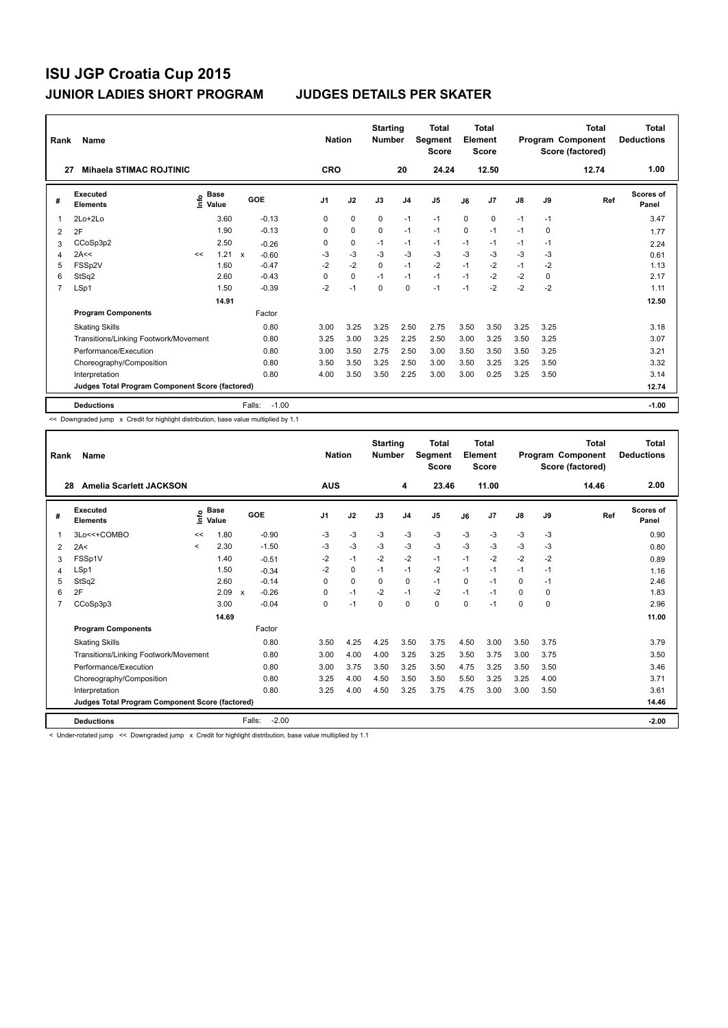# ISU JGP Croatia Cup 2015

## JUNIOR LADIES SHORT PROGRAM — JUDGES DETAILS PER SKATER

| Rank | Name | Nation | Starting Number | Total Segment Score | Total Element Score | Total Program Component Score (factored) | Total Deductions |
|---|---|---|---|---|---|---|---|
| 27 | Mihaela STIMAC ROJTINIC | CRO | 20 | 24.24 | 12.50 | 12.74 | 1.00 |

| # | Executed Elements | Info | Base Value | | GOE | J1 | J2 | J3 | J4 | J5 | J6 | J7 | J8 | J9 | Ref | Scores of Panel |
|---|---|---|---|---|---|---|---|---|---|---|---|---|---|---|---|---|
| 1 | 2Lo+2Lo | | 3.60 | | -0.13 | 0 | 0 | 0 | -1 | -1 | 0 | 0 | -1 | -1 | | 3.47 |
| 2 | 2F | | 1.90 | | -0.13 | 0 | 0 | 0 | -1 | -1 | 0 | -1 | -1 | 0 | | 1.77 |
| 3 | CCoSp3p2 | | 2.50 | | -0.26 | 0 | 0 | -1 | -1 | -1 | -1 | -1 | -1 | -1 | | 2.24 |
| 4 | 2A<< | << | 1.21 | x | -0.60 | -3 | -3 | -3 | -3 | -3 | -3 | -3 | -3 | -3 | | 0.61 |
| 5 | FSSp2V | | 1.60 | | -0.47 | -2 | -2 | 0 | -1 | -2 | -1 | -2 | -1 | -2 | | 1.13 |
| 6 | StSq2 | | 2.60 | | -0.43 | 0 | 0 | -1 | -1 | -1 | -1 | -2 | -2 | 0 | | 2.17 |
| 7 | LSp1 | | 1.50 | | -0.39 | -2 | -1 | 0 | 0 | -1 | -1 | -2 | -2 | -2 | | 1.11 |
| | | | 14.91 | | | | | | | | | | | | | 12.50 |
| | **Program Components** | | | | Factor | | | | | | | | | | | |
| | Skating Skills | | | | 0.80 | 3.00 | 3.25 | 3.25 | 2.50 | 2.75 | 3.50 | 3.50 | 3.25 | 3.25 | | 3.18 |
| | Transitions/Linking Footwork/Movement | | | | 0.80 | 3.25 | 3.00 | 3.25 | 2.25 | 2.50 | 3.00 | 3.25 | 3.50 | 3.25 | | 3.07 |
| | Performance/Execution | | | | 0.80 | 3.00 | 3.50 | 2.75 | 2.50 | 3.00 | 3.50 | 3.50 | 3.50 | 3.25 | | 3.21 |
| | Choreography/Composition | | | | 0.80 | 3.50 | 3.50 | 3.25 | 2.50 | 3.00 | 3.50 | 3.25 | 3.25 | 3.50 | | 3.32 |
| | Interpretation | | | | 0.80 | 4.00 | 3.50 | 3.50 | 2.25 | 3.00 | 3.00 | 0.25 | 3.25 | 3.50 | | 3.14 |
| | Judges Total Program Component Score (factored) | | | | | | | | | | | | | | | 12.74 |
| | **Deductions** | | | | Falls: -1.00 | | | | | | | | | | | -1.00 |

<< Downgraded jump x Credit for highlight distribution, base value multiplied by 1.1

| Rank | Name | Nation | Starting Number | Total Segment Score | Total Element Score | Total Program Component Score (factored) | Total Deductions |
|---|---|---|---|---|---|---|---|
| 28 | Amelia Scarlett JACKSON | AUS | 4 | 23.46 | 11.00 | 14.46 | 2.00 |

| # | Executed Elements | Info | Base Value | | GOE | J1 | J2 | J3 | J4 | J5 | J6 | J7 | J8 | J9 | Ref | Scores of Panel |
|---|---|---|---|---|---|---|---|---|---|---|---|---|---|---|---|---|
| 1 | 3Lo<<+COMBO | << | 1.80 | | -0.90 | -3 | -3 | -3 | -3 | -3 | -3 | -3 | -3 | -3 | | 0.90 |
| 2 | 2A< | < | 2.30 | | -1.50 | -3 | -3 | -3 | -3 | -3 | -3 | -3 | -3 | -3 | | 0.80 |
| 3 | FSSp1V | | 1.40 | | -0.51 | -2 | -1 | -2 | -2 | -1 | -1 | -2 | -2 | -2 | | 0.89 |
| 4 | LSp1 | | 1.50 | | -0.34 | -2 | 0 | -1 | -1 | -2 | -1 | -1 | -1 | -1 | | 1.16 |
| 5 | StSq2 | | 2.60 | | -0.14 | 0 | 0 | 0 | 0 | -1 | 0 | -1 | 0 | -1 | | 2.46 |
| 6 | 2F | | 2.09 | x | -0.26 | 0 | -1 | -2 | -1 | -2 | -1 | -1 | 0 | 0 | | 1.83 |
| 7 | CCoSp3p3 | | 3.00 | | -0.04 | 0 | -1 | 0 | 0 | 0 | 0 | -1 | 0 | 0 | | 2.96 |
| | | | 14.69 | | | | | | | | | | | | | 11.00 |
| | **Program Components** | | | | Factor | | | | | | | | | | | |
| | Skating Skills | | | | 0.80 | 3.50 | 4.25 | 4.25 | 3.50 | 3.75 | 4.50 | 3.00 | 3.50 | 3.75 | | 3.79 |
| | Transitions/Linking Footwork/Movement | | | | 0.80 | 3.00 | 4.00 | 4.00 | 3.25 | 3.25 | 3.50 | 3.75 | 3.00 | 3.75 | | 3.50 |
| | Performance/Execution | | | | 0.80 | 3.00 | 3.75 | 3.50 | 3.25 | 3.50 | 4.75 | 3.25 | 3.50 | 3.50 | | 3.46 |
| | Choreography/Composition | | | | 0.80 | 3.25 | 4.00 | 4.50 | 3.50 | 3.50 | 5.50 | 3.25 | 3.25 | 4.00 | | 3.71 |
| | Interpretation | | | | 0.80 | 3.25 | 4.00 | 4.50 | 3.25 | 3.75 | 4.75 | 3.00 | 3.00 | 3.50 | | 3.61 |
| | Judges Total Program Component Score (factored) | | | | | | | | | | | | | | | 14.46 |
| | **Deductions** | | | | Falls: -2.00 | | | | | | | | | | | -2.00 |

< Under-rotated jump << Downgraded jump x Credit for highlight distribution, base value multiplied by 1.1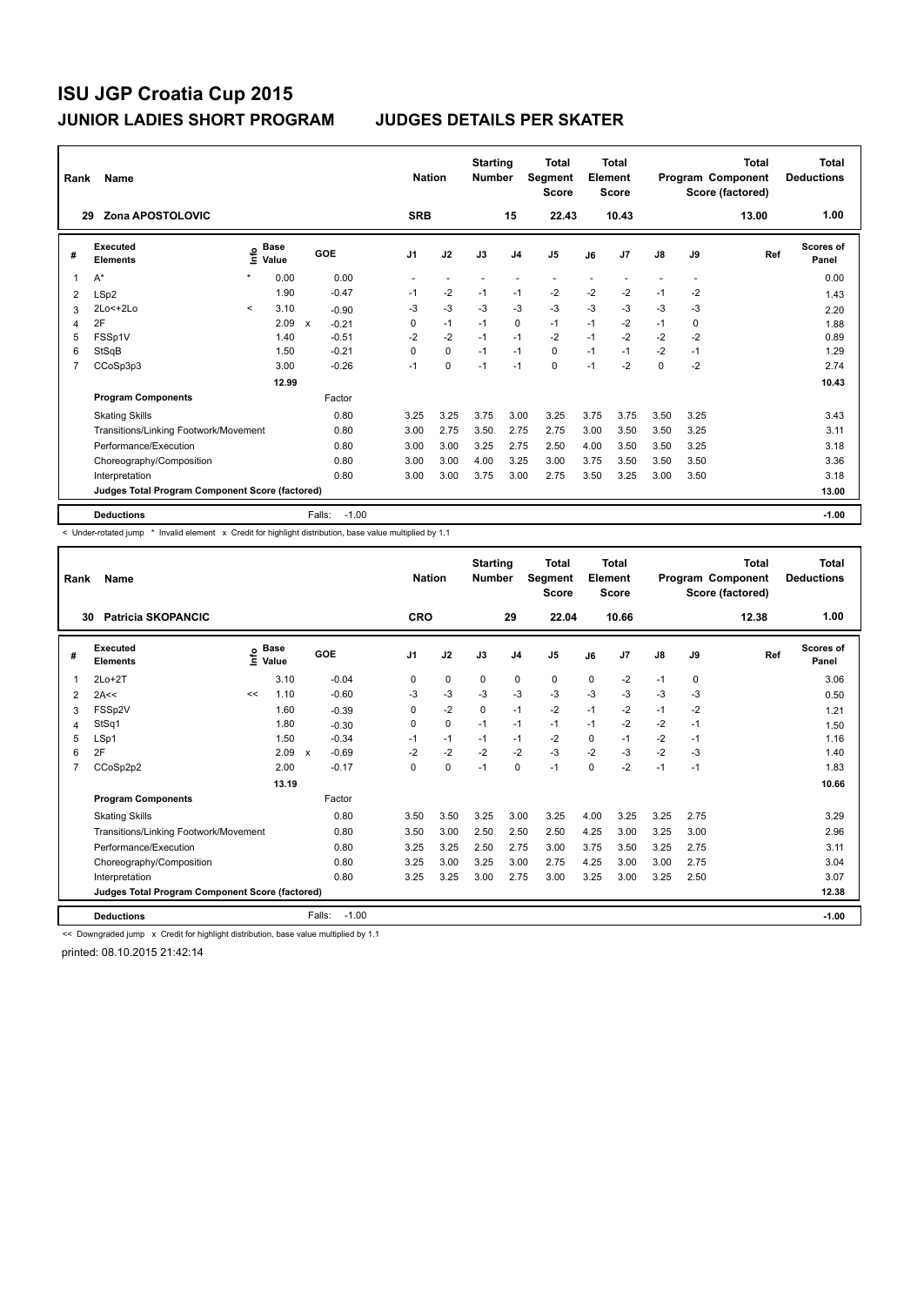# ISU JGP Croatia Cup 2015

## JUNIOR LADIES SHORT PROGRAM — JUDGES DETAILS PER SKATER

| Rank | Name | Nation | Starting Number | Total Segment Score | Total Element Score | Total Program Component Score (factored) | Total Deductions |
|---|---|---|---|---|---|---|---|
| 29 | Zona APOSTOLOVIC | SRB | 15 | 22.43 | 10.43 | 13.00 | 1.00 |

| # | Executed Elements | Info | Base Value | | GOE | J1 | J2 | J3 | J4 | J5 | J6 | J7 | J8 | J9 | Ref | Scores of Panel |
|---|---|---|---|---|---|---|---|---|---|---|---|---|---|---|---|---|
| 1 | A* | * | 0.00 | | 0.00 | - | - | - | - | - | - | - | - | - | | 0.00 |
| 2 | LSp2 | | 1.90 | | -0.47 | -1 | -2 | -1 | -1 | -2 | -2 | -2 | -1 | -2 | | 1.43 |
| 3 | 2Lo<+2Lo | < | 3.10 | | -0.90 | -3 | -3 | -3 | -3 | -3 | -3 | -3 | -3 | -3 | | 2.20 |
| 4 | 2F | | 2.09 | x | -0.21 | 0 | -1 | -1 | 0 | -1 | -1 | -2 | -1 | 0 | | 1.88 |
| 5 | FSSp1V | | 1.40 | | -0.51 | -2 | -2 | -1 | -1 | -2 | -1 | -2 | -2 | -2 | | 0.89 |
| 6 | StSqB | | 1.50 | | -0.21 | 0 | 0 | -1 | -1 | 0 | -1 | -1 | -2 | -1 | | 1.29 |
| 7 | CCoSp3p3 | | 3.00 | | -0.26 | -1 | 0 | -1 | -1 | 0 | -1 | -2 | 0 | -2 | | 2.74 |
| | | | 12.99 | | | | | | | | | | | | | 10.43 |
| | **Program Components** | | | | Factor | | | | | | | | | | | |
| | Skating Skills | | | | 0.80 | 3.25 | 3.25 | 3.75 | 3.00 | 3.25 | 3.75 | 3.75 | 3.50 | 3.25 | | 3.43 |
| | Transitions/Linking Footwork/Movement | | | | 0.80 | 3.00 | 2.75 | 3.50 | 2.75 | 2.75 | 3.00 | 3.50 | 3.50 | 3.25 | | 3.11 |
| | Performance/Execution | | | | 0.80 | 3.00 | 3.00 | 3.25 | 2.75 | 2.50 | 4.00 | 3.50 | 3.50 | 3.25 | | 3.18 |
| | Choreography/Composition | | | | 0.80 | 3.00 | 3.00 | 4.00 | 3.25 | 3.00 | 3.75 | 3.50 | 3.50 | 3.50 | | 3.36 |
| | Interpretation | | | | 0.80 | 3.00 | 3.00 | 3.75 | 3.00 | 2.75 | 3.50 | 3.25 | 3.00 | 3.50 | | 3.18 |
| | Judges Total Program Component Score (factored) | | | | | | | | | | | | | | | 13.00 |
| | **Deductions** | | | | Falls: -1.00 | | | | | | | | | | | -1.00 |

< Under-rotated jump * Invalid element x Credit for highlight distribution, base value multiplied by 1.1

| Rank | Name | Nation | Starting Number | Total Segment Score | Total Element Score | Total Program Component Score (factored) | Total Deductions |
|---|---|---|---|---|---|---|---|
| 30 | Patricia SKOPANCIC | CRO | 29 | 22.04 | 10.66 | 12.38 | 1.00 |

| # | Executed Elements | Info | Base Value | | GOE | J1 | J2 | J3 | J4 | J5 | J6 | J7 | J8 | J9 | Ref | Scores of Panel |
|---|---|---|---|---|---|---|---|---|---|---|---|---|---|---|---|---|
| 1 | 2Lo+2T | | 3.10 | | -0.04 | 0 | 0 | 0 | 0 | 0 | 0 | -2 | -1 | 0 | | 3.06 |
| 2 | 2A<< | << | 1.10 | | -0.60 | -3 | -3 | -3 | -3 | -3 | -3 | -3 | -3 | -3 | | 0.50 |
| 3 | FSSp2V | | 1.60 | | -0.39 | 0 | -2 | 0 | -1 | -2 | -1 | -2 | -1 | -2 | | 1.21 |
| 4 | StSq1 | | 1.80 | | -0.30 | 0 | 0 | -1 | -1 | -1 | -1 | -2 | -2 | -1 | | 1.50 |
| 5 | LSp1 | | 1.50 | | -0.34 | -1 | -1 | -1 | -1 | -2 | 0 | -1 | -2 | -1 | | 1.16 |
| 6 | 2F | | 2.09 | x | -0.69 | -2 | -2 | -2 | -2 | -3 | -2 | -3 | -2 | -3 | | 1.40 |
| 7 | CCoSp2p2 | | 2.00 | | -0.17 | 0 | 0 | -1 | 0 | -1 | 0 | -2 | -1 | -1 | | 1.83 |
| | | | 13.19 | | | | | | | | | | | | | 10.66 |
| | **Program Components** | | | | Factor | | | | | | | | | | | |
| | Skating Skills | | | | 0.80 | 3.50 | 3.50 | 3.25 | 3.00 | 3.25 | 4.00 | 3.25 | 3.25 | 2.75 | | 3.29 |
| | Transitions/Linking Footwork/Movement | | | | 0.80 | 3.50 | 3.00 | 2.50 | 2.50 | 2.50 | 4.25 | 3.00 | 3.25 | 3.00 | | 2.96 |
| | Performance/Execution | | | | 0.80 | 3.25 | 3.25 | 2.50 | 2.75 | 3.00 | 3.75 | 3.50 | 3.25 | 2.75 | | 3.11 |
| | Choreography/Composition | | | | 0.80 | 3.25 | 3.00 | 3.25 | 3.00 | 2.75 | 4.25 | 3.00 | 3.00 | 2.75 | | 3.04 |
| | Interpretation | | | | 0.80 | 3.25 | 3.25 | 3.00 | 2.75 | 3.00 | 3.25 | 3.00 | 3.25 | 2.50 | | 3.07 |
| | Judges Total Program Component Score (factored) | | | | | | | | | | | | | | | 12.38 |
| | **Deductions** | | | | Falls: -1.00 | | | | | | | | | | | -1.00 |

<< Downgraded jump x Credit for highlight distribution, base value multiplied by 1.1

printed: 08.10.2015 21:42:14